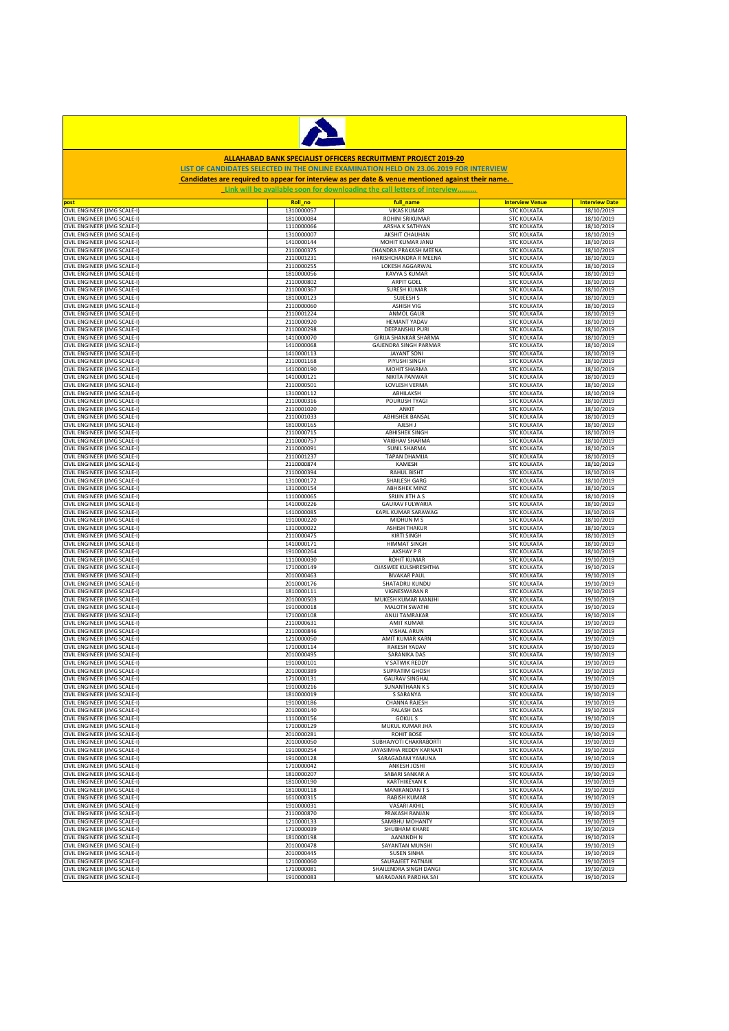**ALLAHABAD BANK SPECIALIST OFFICERS RECRUITMENT PROJECT 2019-20**

**LIST OF CANDIDATES SELECTED IN THE ONLINE EXAMINATION HELD ON 23.06.2019 FOR INTERVIEW**

**Candidates are required to appear for interview as per date & venue mentioned against their name.**

**Link will be available soon for downloading the call letters of interview.........**

| post | Roll_no | full_name | Interview Venue | Interview Date |
|---|---|---|---|---|
| CIVIL ENGINEER (JMG SCALE-I) | 1310000057 | VIKAS KUMAR | STC KOLKATA | 18/10/2019 |
| CIVIL ENGINEER (JMG SCALE-I) | 1810000084 | ROHINI SRIKUMAR | STC KOLKATA | 18/10/2019 |
| CIVIL ENGINEER (JMG SCALE-I) | 1110000066 | ARSHA K SATHYAN | STC KOLKATA | 18/10/2019 |
| CIVIL ENGINEER (JMG SCALE-I) | 1310000007 | AKSHIT CHAUHAN | STC KOLKATA | 18/10/2019 |
| CIVIL ENGINEER (JMG SCALE-I) | 1410000144 | MOHIT KUMAR JANU | STC KOLKATA | 18/10/2019 |
| CIVIL ENGINEER (JMG SCALE-I) | 2110000375 | CHANDRA PRAKASH MEENA | STC KOLKATA | 18/10/2019 |
| CIVIL ENGINEER (JMG SCALE-I) | 2110001231 | HARISHCHANDRA R MEENA | STC KOLKATA | 18/10/2019 |
| CIVIL ENGINEER (JMG SCALE-I) | 2110000255 | LOKESH AGGARWAL | STC KOLKATA | 18/10/2019 |
| CIVIL ENGINEER (JMG SCALE-I) | 1810000056 | KAVYA S KUMAR | STC KOLKATA | 18/10/2019 |
| CIVIL ENGINEER (JMG SCALE-I) | 2110000802 | ARPIT GOEL | STC KOLKATA | 18/10/2019 |
| CIVIL ENGINEER (JMG SCALE-I) | 2110000367 | SURESH KUMAR | STC KOLKATA | 18/10/2019 |
| CIVIL ENGINEER (JMG SCALE-I) | 1810000123 | SUJEESH S | STC KOLKATA | 18/10/2019 |
| CIVIL ENGINEER (JMG SCALE-I) | 2110000060 | ASHISH VIG | STC KOLKATA | 18/10/2019 |
| CIVIL ENGINEER (JMG SCALE-I) | 2110001224 | ANMOL GAUR | STC KOLKATA | 18/10/2019 |
| CIVIL ENGINEER (JMG SCALE-I) | 2110000920 | HEMANT YADAV | STC KOLKATA | 18/10/2019 |
| CIVIL ENGINEER (JMG SCALE-I) | 2110000298 | DEEPANSHU PURI | STC KOLKATA | 18/10/2019 |
| CIVIL ENGINEER (JMG SCALE-I) | 1410000070 | GIRIJA SHANKAR SHARMA | STC KOLKATA | 18/10/2019 |
| CIVIL ENGINEER (JMG SCALE-I) | 1410000068 | GAJENDRA SINGH PARMAR | STC KOLKATA | 18/10/2019 |
| CIVIL ENGINEER (JMG SCALE-I) | 1410000113 | JAYANT SONI | STC KOLKATA | 18/10/2019 |
| CIVIL ENGINEER (JMG SCALE-I) | 2110001168 | PIYUSHI SINGH | STC KOLKATA | 18/10/2019 |
| CIVIL ENGINEER (JMG SCALE-I) | 1410000190 | MOHIT SHARMA | STC KOLKATA | 18/10/2019 |
| CIVIL ENGINEER (JMG SCALE-I) | 1410000121 | NIKITA PANWAR | STC KOLKATA | 18/10/2019 |
| CIVIL ENGINEER (JMG SCALE-I) | 2110000501 | LOVLESH VERMA | STC KOLKATA | 18/10/2019 |
| CIVIL ENGINEER (JMG SCALE-I) | 1310000112 | ABHILAKSH | STC KOLKATA | 18/10/2019 |
| CIVIL ENGINEER (JMG SCALE-I) | 2110000316 | POURUSH TYAGI | STC KOLKATA | 18/10/2019 |
| CIVIL ENGINEER (JMG SCALE-I) | 2110001020 | ANKIT | STC KOLKATA | 18/10/2019 |
| CIVIL ENGINEER (JMG SCALE-I) | 2110001033 | ABHISHEK BANSAL | STC KOLKATA | 18/10/2019 |
| CIVIL ENGINEER (JMG SCALE-I) | 1810000165 | AJESH J | STC KOLKATA | 18/10/2019 |
| CIVIL ENGINEER (JMG SCALE-I) | 2110000715 | ABHISHEK SINGH | STC KOLKATA | 18/10/2019 |
| CIVIL ENGINEER (JMG SCALE-I) | 2110000757 | VAIBHAV SHARMA | STC KOLKATA | 18/10/2019 |
| CIVIL ENGINEER (JMG SCALE-I) | 2110000091 | SUNIL SHARMA | STC KOLKATA | 18/10/2019 |
| CIVIL ENGINEER (JMG SCALE-I) | 2110001237 | TAPAN DHAMIJA | STC KOLKATA | 18/10/2019 |
| CIVIL ENGINEER (JMG SCALE-I) | 2110000874 | KAMESH | STC KOLKATA | 18/10/2019 |
| CIVIL ENGINEER (JMG SCALE-I) | 2110000394 | RAHUL BISHT | STC KOLKATA | 18/10/2019 |
| CIVIL ENGINEER (JMG SCALE-I) | 1310000172 | SHAILESH GARG | STC KOLKATA | 18/10/2019 |
| CIVIL ENGINEER (JMG SCALE-I) | 1310000154 | ABHISHEK MINZ | STC KOLKATA | 18/10/2019 |
| CIVIL ENGINEER (JMG SCALE-I) | 1110000065 | SRIJIN JITH A S | STC KOLKATA | 18/10/2019 |
| CIVIL ENGINEER (JMG SCALE-I) | 1410000226 | GAURAV FULWARIA | STC KOLKATA | 18/10/2019 |
| CIVIL ENGINEER (JMG SCALE-I) | 1410000085 | KAPIL KUMAR SARAWAG | STC KOLKATA | 18/10/2019 |
| CIVIL ENGINEER (JMG SCALE-I) | 1910000220 | MIDHUN M S | STC KOLKATA | 18/10/2019 |
| CIVIL ENGINEER (JMG SCALE-I) | 1310000022 | ASHISH THAKUR | STC KOLKATA | 18/10/2019 |
| CIVIL ENGINEER (JMG SCALE-I) | 2110000475 | KIRTI SINGH | STC KOLKATA | 18/10/2019 |
| CIVIL ENGINEER (JMG SCALE-I) | 1410000171 | HIMMAT SINGH | STC KOLKATA | 18/10/2019 |
| CIVIL ENGINEER (JMG SCALE-I) | 1910000264 | AKSHAY P R | STC KOLKATA | 18/10/2019 |
| CIVIL ENGINEER (JMG SCALE-I) | 1110000030 | ROHIT KUMAR | STC KOLKATA | 19/10/2019 |
| CIVIL ENGINEER (JMG SCALE-I) | 1710000149 | OJASWEE KULSHRESHTHA | STC KOLKATA | 19/10/2019 |
| CIVIL ENGINEER (JMG SCALE-I) | 2010000463 | BIVAKAR PAUL | STC KOLKATA | 19/10/2019 |
| CIVIL ENGINEER (JMG SCALE-I) | 2010000176 | SHATADRU KUNDU | STC KOLKATA | 19/10/2019 |
| CIVIL ENGINEER (JMG SCALE-I) | 1810000111 | VIGNESWARAN R | STC KOLKATA | 19/10/2019 |
| CIVIL ENGINEER (JMG SCALE-I) | 2010000503 | MUKESH KUMAR MANJHI | STC KOLKATA | 19/10/2019 |
| CIVIL ENGINEER (JMG SCALE-I) | 1910000018 | MALOTH SWATHI | STC KOLKATA | 19/10/2019 |
| CIVIL ENGINEER (JMG SCALE-I) | 1710000108 | ANUJ TAMRAKAR | STC KOLKATA | 19/10/2019 |
| CIVIL ENGINEER (JMG SCALE-I) | 2110000631 | AMIT KUMAR | STC KOLKATA | 19/10/2019 |
| CIVIL ENGINEER (JMG SCALE-I) | 2110000846 | VISHAL ARUN | STC KOLKATA | 19/10/2019 |
| CIVIL ENGINEER (JMG SCALE-I) | 1210000050 | AMIT KUMAR KARN | STC KOLKATA | 19/10/2019 |
| CIVIL ENGINEER (JMG SCALE-I) | 1710000114 | RAKESH YADAV | STC KOLKATA | 19/10/2019 |
| CIVIL ENGINEER (JMG SCALE-I) | 2010000495 | SARANIKA DAS | STC KOLKATA | 19/10/2019 |
| CIVIL ENGINEER (JMG SCALE-I) | 1910000101 | V SATWIK REDDY | STC KOLKATA | 19/10/2019 |
| CIVIL ENGINEER (JMG SCALE-I) | 2010000389 | SUPRATIM GHOSH | STC KOLKATA | 19/10/2019 |
| CIVIL ENGINEER (JMG SCALE-I) | 1710000131 | GAURAV SINGHAL | STC KOLKATA | 19/10/2019 |
| CIVIL ENGINEER (JMG SCALE-I) | 1910000216 | SUNANTHAAN K S | STC KOLKATA | 19/10/2019 |
| CIVIL ENGINEER (JMG SCALE-I) | 1810000019 | S SARANYA | STC KOLKATA | 19/10/2019 |
| CIVIL ENGINEER (JMG SCALE-I) | 1910000186 | CHANNA RAJESH | STC KOLKATA | 19/10/2019 |
| CIVIL ENGINEER (JMG SCALE-I) | 2010000140 | PALASH DAS | STC KOLKATA | 19/10/2019 |
| CIVIL ENGINEER (JMG SCALE-I) | 1110000156 | GOKUL S | STC KOLKATA | 19/10/2019 |
| CIVIL ENGINEER (JMG SCALE-I) | 1710000129 | MUKUL KUMAR JHA | STC KOLKATA | 19/10/2019 |
| CIVIL ENGINEER (JMG SCALE-I) | 2010000281 | ROHIT BOSE | STC KOLKATA | 19/10/2019 |
| CIVIL ENGINEER (JMG SCALE-I) | 2010000050 | SUBHAJYOTI CHAKRABORTI | STC KOLKATA | 19/10/2019 |
| CIVIL ENGINEER (JMG SCALE-I) | 1910000254 | JAYASIMHA REDDY KARNATI | STC KOLKATA | 19/10/2019 |
| CIVIL ENGINEER (JMG SCALE-I) | 1910000128 | SARAGADAM YAMUNA | STC KOLKATA | 19/10/2019 |
| CIVIL ENGINEER (JMG SCALE-I) | 1710000042 | ANKESH JOSHI | STC KOLKATA | 19/10/2019 |
| CIVIL ENGINEER (JMG SCALE-I) | 1810000207 | SABARI SANKAR A | STC KOLKATA | 19/10/2019 |
| CIVIL ENGINEER (JMG SCALE-I) | 1810000190 | KARTHIKEYAN K | STC KOLKATA | 19/10/2019 |
| CIVIL ENGINEER (JMG SCALE-I) | 1810000118 | MANIKANDAN T S | STC KOLKATA | 19/10/2019 |
| CIVIL ENGINEER (JMG SCALE-I) | 1610000315 | RABISH KUMAR | STC KOLKATA | 19/10/2019 |
| CIVIL ENGINEER (JMG SCALE-I) | 1910000031 | VASARI AKHIL | STC KOLKATA | 19/10/2019 |
| CIVIL ENGINEER (JMG SCALE-I) | 2110000870 | PRAKASH RANJAN | STC KOLKATA | 19/10/2019 |
| CIVIL ENGINEER (JMG SCALE-I) | 1210000133 | SAMBHU MOHANTY | STC KOLKATA | 19/10/2019 |
| CIVIL ENGINEER (JMG SCALE-I) | 1710000039 | SHUBHAM KHARE | STC KOLKATA | 19/10/2019 |
| CIVIL ENGINEER (JMG SCALE-I) | 1810000198 | AANANDH N | STC KOLKATA | 19/10/2019 |
| CIVIL ENGINEER (JMG SCALE-I) | 2010000478 | SAYANTAN MUNSHI | STC KOLKATA | 19/10/2019 |
| CIVIL ENGINEER (JMG SCALE-I) | 2010000445 | SUSEN SINHA | STC KOLKATA | 19/10/2019 |
| CIVIL ENGINEER (JMG SCALE-I) | 1210000060 | SAURAJEET PATNAIK | STC KOLKATA | 19/10/2019 |
| CIVIL ENGINEER (JMG SCALE-I) | 1710000081 | SHAILENDRA SINGH DANGI | STC KOLKATA | 19/10/2019 |
| CIVIL ENGINEER (JMG SCALE-I) | 1910000083 | MARADANA PARDHA SAI | STC KOLKATA | 19/10/2019 |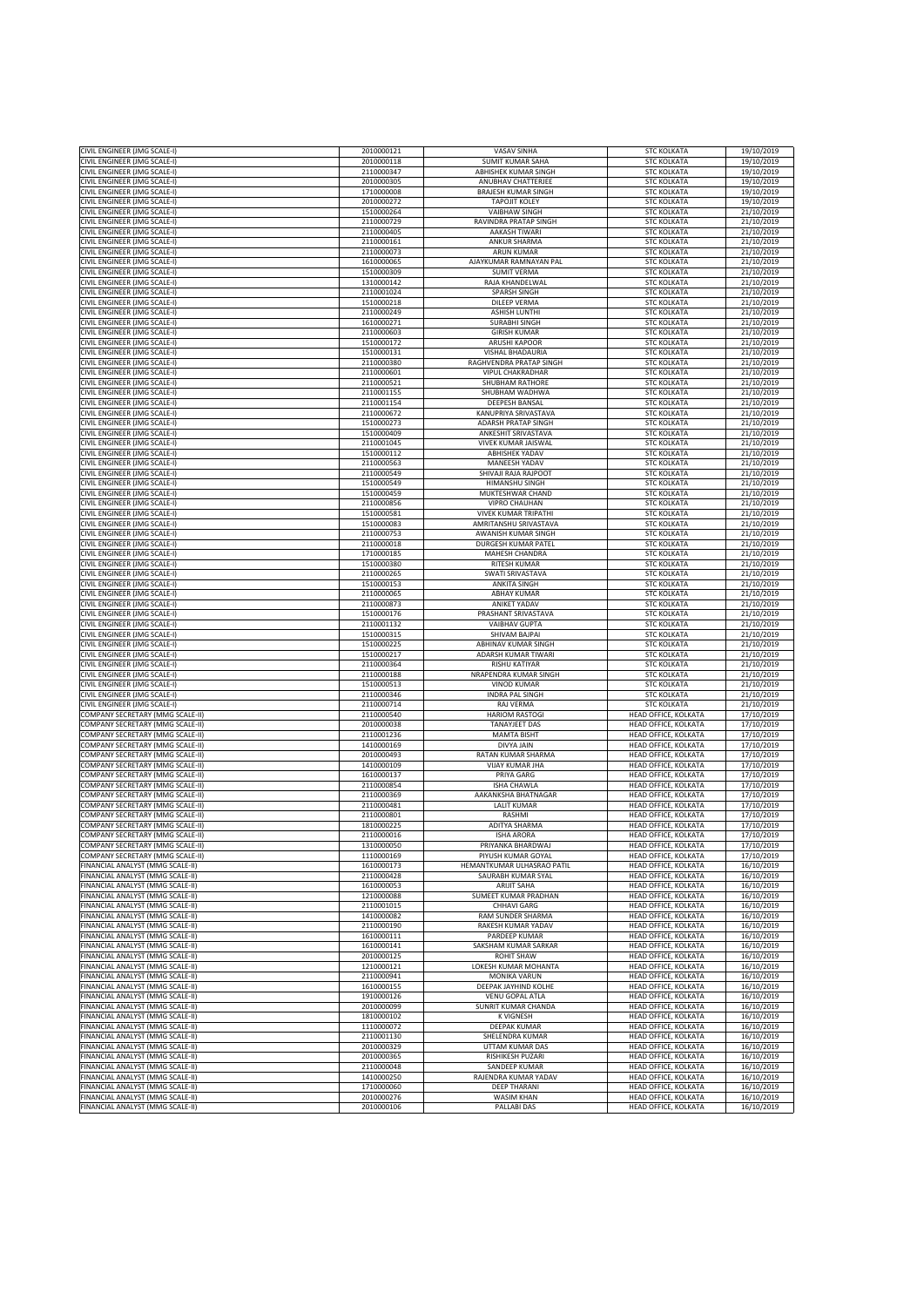| CIVIL ENGINEER (JMG SCALE-I) | 2010000121 | VASAV SINHA | STC KOLKATA | 19/10/2019 |
|---|---|---|---|---|
| CIVIL ENGINEER (JMG SCALE-I) | 2010000118 | SUMIT KUMAR SAHA | STC KOLKATA | 19/10/2019 |
| CIVIL ENGINEER (JMG SCALE-I) | 2110000347 | ABHISHEK KUMAR SINGH | STC KOLKATA | 19/10/2019 |
| CIVIL ENGINEER (JMG SCALE-I) | 2010000305 | ANUBHAV CHATTERJEE | STC KOLKATA | 19/10/2019 |
| CIVIL ENGINEER (JMG SCALE-I) | 1710000008 | BRAJESH KUMAR SINGH | STC KOLKATA | 19/10/2019 |
| CIVIL ENGINEER (JMG SCALE-I) | 2010000272 | TAPOJIT KOLEY | STC KOLKATA | 19/10/2019 |
| CIVIL ENGINEER (JMG SCALE-I) | 1510000264 | VAIBHAW SINGH | STC KOLKATA | 21/10/2019 |
| CIVIL ENGINEER (JMG SCALE-I) | 2110000729 | RAVINDRA PRATAP SINGH | STC KOLKATA | 21/10/2019 |
| CIVIL ENGINEER (JMG SCALE-I) | 2110000405 | AAKASH TIWARI | STC KOLKATA | 21/10/2019 |
| CIVIL ENGINEER (JMG SCALE-I) | 2110000161 | ANKUR SHARMA | STC KOLKATA | 21/10/2019 |
| CIVIL ENGINEER (JMG SCALE-I) | 2110000073 | ARUN KUMAR | STC KOLKATA | 21/10/2019 |
| CIVIL ENGINEER (JMG SCALE-I) | 1610000065 | AJAYKUMAR RAMNAYAN PAL | STC KOLKATA | 21/10/2019 |
| CIVIL ENGINEER (JMG SCALE-I) | 1510000309 | SUMIT VERMA | STC KOLKATA | 21/10/2019 |
| CIVIL ENGINEER (JMG SCALE-I) | 1310000142 | RAJA KHANDELWAL | STC KOLKATA | 21/10/2019 |
| CIVIL ENGINEER (JMG SCALE-I) | 2110001024 | SPARSH SINGH | STC KOLKATA | 21/10/2019 |
| CIVIL ENGINEER (JMG SCALE-I) | 1510000218 | DILEEP VERMA | STC KOLKATA | 21/10/2019 |
| CIVIL ENGINEER (JMG SCALE-I) | 2110000249 | ASHISH LUNTHI | STC KOLKATA | 21/10/2019 |
| CIVIL ENGINEER (JMG SCALE-I) | 1610000271 | SURABHI SINGH | STC KOLKATA | 21/10/2019 |
| CIVIL ENGINEER (JMG SCALE-I) | 2110000603 | GIRISH KUMAR | STC KOLKATA | 21/10/2019 |
| CIVIL ENGINEER (JMG SCALE-I) | 1510000172 | ARUSHI KAPOOR | STC KOLKATA | 21/10/2019 |
| CIVIL ENGINEER (JMG SCALE-I) | 1510000131 | VISHAL BHADAURIA | STC KOLKATA | 21/10/2019 |
| CIVIL ENGINEER (JMG SCALE-I) | 2110000380 | RAGHVENDRA PRATAP SINGH | STC KOLKATA | 21/10/2019 |
| CIVIL ENGINEER (JMG SCALE-I) | 2110000601 | VIPUL CHAKRADHAR | STC KOLKATA | 21/10/2019 |
| CIVIL ENGINEER (JMG SCALE-I) | 2110000521 | SHUBHAM RATHORE | STC KOLKATA | 21/10/2019 |
| CIVIL ENGINEER (JMG SCALE-I) | 2110001155 | SHUBHAM WADHWA | STC KOLKATA | 21/10/2019 |
| CIVIL ENGINEER (JMG SCALE-I) | 2110001154 | DEEPESH BANSAL | STC KOLKATA | 21/10/2019 |
| CIVIL ENGINEER (JMG SCALE-I) | 2110000672 | KANUPRIYA SRIVASTAVA | STC KOLKATA | 21/10/2019 |
| CIVIL ENGINEER (JMG SCALE-I) | 1510000273 | ADARSH PRATAP SINGH | STC KOLKATA | 21/10/2019 |
| CIVIL ENGINEER (JMG SCALE-I) | 1510000409 | ANKESHIT SRIVASTAVA | STC KOLKATA | 21/10/2019 |
| CIVIL ENGINEER (JMG SCALE-I) | 2110001045 | VIVEK KUMAR JAISWAL | STC KOLKATA | 21/10/2019 |
| CIVIL ENGINEER (JMG SCALE-I) | 1510000112 | ABHISHEK YADAV | STC KOLKATA | 21/10/2019 |
| CIVIL ENGINEER (JMG SCALE-I) | 2110000563 | MANEESH YADAV | STC KOLKATA | 21/10/2019 |
| CIVIL ENGINEER (JMG SCALE-I) | 2110000549 | SHIVAJI RAJA RAJPOOT | STC KOLKATA | 21/10/2019 |
| CIVIL ENGINEER (JMG SCALE-I) | 1510000549 | HIMANSHU SINGH | STC KOLKATA | 21/10/2019 |
| CIVIL ENGINEER (JMG SCALE-I) | 1510000459 | MUKTESHWAR CHAND | STC KOLKATA | 21/10/2019 |
| CIVIL ENGINEER (JMG SCALE-I) | 2110000856 | VIPRO CHAUHAN | STC KOLKATA | 21/10/2019 |
| CIVIL ENGINEER (JMG SCALE-I) | 1510000581 | VIVEK KUMAR TRIPATHI | STC KOLKATA | 21/10/2019 |
| CIVIL ENGINEER (JMG SCALE-I) | 1510000083 | AMRITANSHU SRIVASTAVA | STC KOLKATA | 21/10/2019 |
| CIVIL ENGINEER (JMG SCALE-I) | 2110000753 | AWANISH KUMAR SINGH | STC KOLKATA | 21/10/2019 |
| CIVIL ENGINEER (JMG SCALE-I) | 2110000018 | DURGESH KUMAR PATEL | STC KOLKATA | 21/10/2019 |
| CIVIL ENGINEER (JMG SCALE-I) | 1710000185 | MAHESH CHANDRA | STC KOLKATA | 21/10/2019 |
| CIVIL ENGINEER (JMG SCALE-I) | 1510000380 | RITESH KUMAR | STC KOLKATA | 21/10/2019 |
| CIVIL ENGINEER (JMG SCALE-I) | 2110000265 | SWATI SRIVASTAVA | STC KOLKATA | 21/10/2019 |
| CIVIL ENGINEER (JMG SCALE-I) | 1510000153 | ANKITA SINGH | STC KOLKATA | 21/10/2019 |
| CIVIL ENGINEER (JMG SCALE-I) | 2110000065 | ABHAY KUMAR | STC KOLKATA | 21/10/2019 |
| CIVIL ENGINEER (JMG SCALE-I) | 2110000873 | ANIKET YADAV | STC KOLKATA | 21/10/2019 |
| CIVIL ENGINEER (JMG SCALE-I) | 1510000176 | PRASHANT SRIVASTAVA | STC KOLKATA | 21/10/2019 |
| CIVIL ENGINEER (JMG SCALE-I) | 2110001132 | VAIBHAV GUPTA | STC KOLKATA | 21/10/2019 |
| CIVIL ENGINEER (JMG SCALE-I) | 1510000315 | SHIVAM BAJPAI | STC KOLKATA | 21/10/2019 |
| CIVIL ENGINEER (JMG SCALE-I) | 1510000225 | ABHINAV KUMAR SINGH | STC KOLKATA | 21/10/2019 |
| CIVIL ENGINEER (JMG SCALE-I) | 1510000217 | ADARSH KUMAR TIWARI | STC KOLKATA | 21/10/2019 |
| CIVIL ENGINEER (JMG SCALE-I) | 2110000364 | RISHU KATIYAR | STC KOLKATA | 21/10/2019 |
| CIVIL ENGINEER (JMG SCALE-I) | 2110000188 | NRAPENDRA KUMAR SINGH | STC KOLKATA | 21/10/2019 |
| CIVIL ENGINEER (JMG SCALE-I) | 1510000513 | VINOD KUMAR | STC KOLKATA | 21/10/2019 |
| CIVIL ENGINEER (JMG SCALE-I) | 2110000346 | INDRA PAL SINGH | STC KOLKATA | 21/10/2019 |
| CIVIL ENGINEER (JMG SCALE-I) | 2110000714 | RAJ VERMA | STC KOLKATA | 21/10/2019 |
| COMPANY SECRETARY (MMG SCALE-II) | 2110000540 | HARIOM RASTOGI | HEAD OFFICE, KOLKATA | 17/10/2019 |
| COMPANY SECRETARY (MMG SCALE-II) | 2010000038 | TANAYJEET DAS | HEAD OFFICE, KOLKATA | 17/10/2019 |
| COMPANY SECRETARY (MMG SCALE-II) | 2110001236 | MAMTA BISHT | HEAD OFFICE, KOLKATA | 17/10/2019 |
| COMPANY SECRETARY (MMG SCALE-II) | 1410000169 | DIVYA JAIN | HEAD OFFICE, KOLKATA | 17/10/2019 |
| COMPANY SECRETARY (MMG SCALE-II) | 2010000493 | RATAN KUMAR SHARMA | HEAD OFFICE, KOLKATA | 17/10/2019 |
| COMPANY SECRETARY (MMG SCALE-II) | 1410000109 | VIJAY KUMAR JHA | HEAD OFFICE, KOLKATA | 17/10/2019 |
| COMPANY SECRETARY (MMG SCALE-II) | 1610000137 | PRIYA GARG | HEAD OFFICE, KOLKATA | 17/10/2019 |
| COMPANY SECRETARY (MMG SCALE-II) | 2110000854 | ISHA CHAWLA | HEAD OFFICE, KOLKATA | 17/10/2019 |
| COMPANY SECRETARY (MMG SCALE-II) | 2110000369 | AAKANKSHA BHATNAGAR | HEAD OFFICE, KOLKATA | 17/10/2019 |
| COMPANY SECRETARY (MMG SCALE-II) | 2110000481 | LALIT KUMAR | HEAD OFFICE, KOLKATA | 17/10/2019 |
| COMPANY SECRETARY (MMG SCALE-II) | 2110000801 | RASHMI | HEAD OFFICE, KOLKATA | 17/10/2019 |
| COMPANY SECRETARY (MMG SCALE-II) | 1810000225 | ADITYA SHARMA | HEAD OFFICE, KOLKATA | 17/10/2019 |
| COMPANY SECRETARY (MMG SCALE-II) | 2110000016 | ISHA ARORA | HEAD OFFICE, KOLKATA | 17/10/2019 |
| COMPANY SECRETARY (MMG SCALE-II) | 1310000050 | PRIYANKA BHARDWAJ | HEAD OFFICE, KOLKATA | 17/10/2019 |
| COMPANY SECRETARY (MMG SCALE-II) | 1110000169 | PIYUSH KUMAR GOYAL | HEAD OFFICE, KOLKATA | 17/10/2019 |
| FINANCIAL ANALYST (MMG SCALE-II) | 1610000173 | HEMANTKUMAR ULHASRAO PATIL | HEAD OFFICE, KOLKATA | 16/10/2019 |
| FINANCIAL ANALYST (MMG SCALE-II) | 2110000428 | SAURABH KUMAR SYAL | HEAD OFFICE, KOLKATA | 16/10/2019 |
| FINANCIAL ANALYST (MMG SCALE-II) | 1610000053 | ARIJIT SAHA | HEAD OFFICE, KOLKATA | 16/10/2019 |
| FINANCIAL ANALYST (MMG SCALE-II) | 1210000088 | SUMEET KUMAR PRADHAN | HEAD OFFICE, KOLKATA | 16/10/2019 |
| FINANCIAL ANALYST (MMG SCALE-II) | 2110001015 | CHHAVI GARG | HEAD OFFICE, KOLKATA | 16/10/2019 |
| FINANCIAL ANALYST (MMG SCALE-II) | 1410000082 | RAM SUNDER SHARMA | HEAD OFFICE, KOLKATA | 16/10/2019 |
| FINANCIAL ANALYST (MMG SCALE-II) | 2110000190 | RAKESH KUMAR YADAV | HEAD OFFICE, KOLKATA | 16/10/2019 |
| FINANCIAL ANALYST (MMG SCALE-II) | 1610000111 | PARDEEP KUMAR | HEAD OFFICE, KOLKATA | 16/10/2019 |
| FINANCIAL ANALYST (MMG SCALE-II) | 1610000141 | SAKSHAM KUMAR SARKAR | HEAD OFFICE, KOLKATA | 16/10/2019 |
| FINANCIAL ANALYST (MMG SCALE-II) | 2010000125 | ROHIT SHAW | HEAD OFFICE, KOLKATA | 16/10/2019 |
| FINANCIAL ANALYST (MMG SCALE-II) | 1210000121 | LOKESH KUMAR MOHANTA | HEAD OFFICE, KOLKATA | 16/10/2019 |
| FINANCIAL ANALYST (MMG SCALE-II) | 2110000941 | MONIKA VARUN | HEAD OFFICE, KOLKATA | 16/10/2019 |
| FINANCIAL ANALYST (MMG SCALE-II) | 1610000155 | DEEPAK JAYHIND KOLHE | HEAD OFFICE, KOLKATA | 16/10/2019 |
| FINANCIAL ANALYST (MMG SCALE-II) | 1910000126 | VENU GOPAL ATLA | HEAD OFFICE, KOLKATA | 16/10/2019 |
| FINANCIAL ANALYST (MMG SCALE-II) | 2010000099 | SUNRIT KUMAR CHANDA | HEAD OFFICE, KOLKATA | 16/10/2019 |
| FINANCIAL ANALYST (MMG SCALE-II) | 1810000102 | K VIGNESH | HEAD OFFICE, KOLKATA | 16/10/2019 |
| FINANCIAL ANALYST (MMG SCALE-II) | 1110000072 | DEEPAK KUMAR | HEAD OFFICE, KOLKATA | 16/10/2019 |
| FINANCIAL ANALYST (MMG SCALE-II) | 2110001130 | SHELENDRA KUMAR | HEAD OFFICE, KOLKATA | 16/10/2019 |
| FINANCIAL ANALYST (MMG SCALE-II) | 2010000329 | UTTAM KUMAR DAS | HEAD OFFICE, KOLKATA | 16/10/2019 |
| FINANCIAL ANALYST (MMG SCALE-II) | 2010000365 | RISHIKESH PUZARI | HEAD OFFICE, KOLKATA | 16/10/2019 |
| FINANCIAL ANALYST (MMG SCALE-II) | 2110000048 | SANDEEP KUMAR | HEAD OFFICE, KOLKATA | 16/10/2019 |
| FINANCIAL ANALYST (MMG SCALE-II) | 1410000250 | RAJENDRA KUMAR YADAV | HEAD OFFICE, KOLKATA | 16/10/2019 |
| FINANCIAL ANALYST (MMG SCALE-II) | 1710000060 | DEEP THARANI | HEAD OFFICE, KOLKATA | 16/10/2019 |
| FINANCIAL ANALYST (MMG SCALE-II) | 2010000276 | WASIM KHAN | HEAD OFFICE, KOLKATA | 16/10/2019 |
| FINANCIAL ANALYST (MMG SCALE-II) | 2010000106 | PALLABI DAS | HEAD OFFICE, KOLKATA | 16/10/2019 |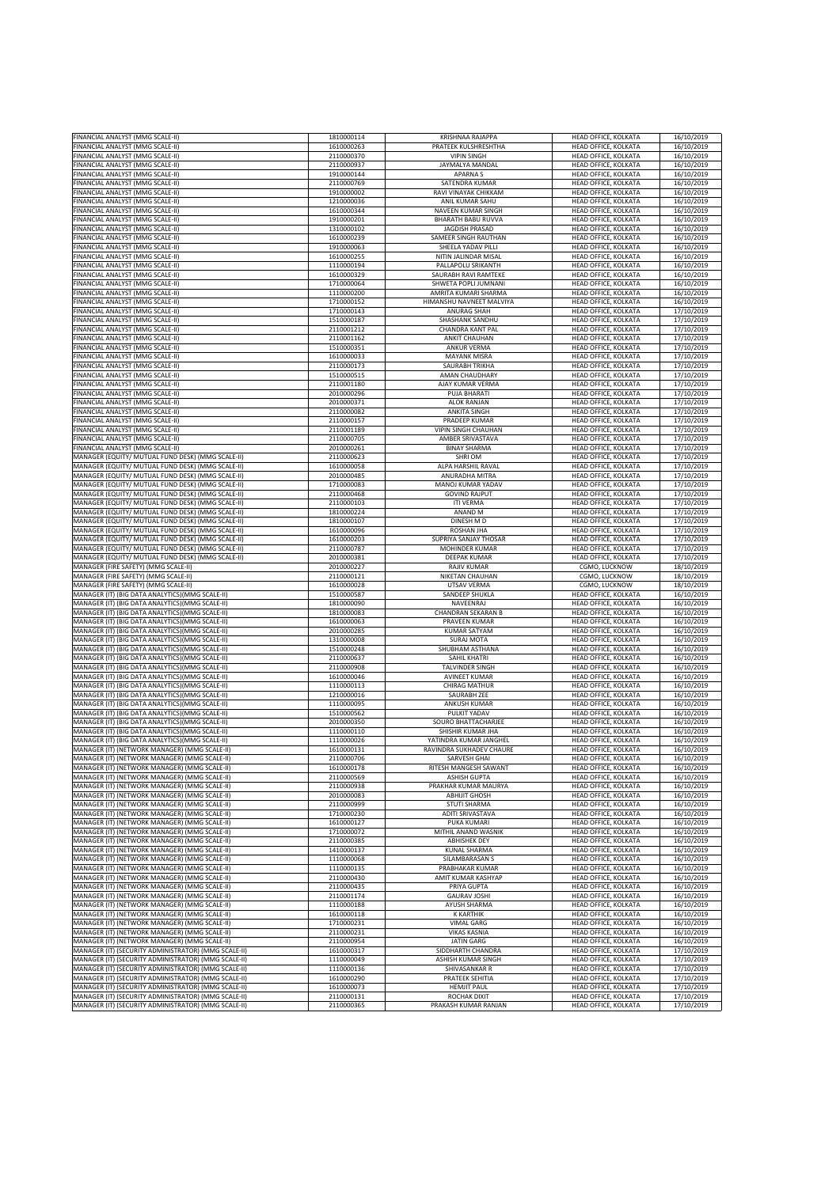| | | | | |
|---|---|---|---|---|
| FINANCIAL ANALYST (MMG SCALE-II) | 1810000114 | KRISHNAA RAJAPPA | HEAD OFFICE, KOLKATA | 16/10/2019 |
| FINANCIAL ANALYST (MMG SCALE-II) | 1610000263 | PRATEEK KULSHRESHTHA | HEAD OFFICE, KOLKATA | 16/10/2019 |
| FINANCIAL ANALYST (MMG SCALE-II) | 2110000370 | VIPIN SINGH | HEAD OFFICE, KOLKATA | 16/10/2019 |
| FINANCIAL ANALYST (MMG SCALE-II) | 2110000937 | JAYMALYA MANDAL | HEAD OFFICE, KOLKATA | 16/10/2019 |
| FINANCIAL ANALYST (MMG SCALE-II) | 1910000144 | APARNA S | HEAD OFFICE, KOLKATA | 16/10/2019 |
| FINANCIAL ANALYST (MMG SCALE-II) | 2110000769 | SATENDRA KUMAR | HEAD OFFICE, KOLKATA | 16/10/2019 |
| FINANCIAL ANALYST (MMG SCALE-II) | 1910000002 | RAVI VINAYAK CHIKKAM | HEAD OFFICE, KOLKATA | 16/10/2019 |
| FINANCIAL ANALYST (MMG SCALE-II) | 1210000036 | ANIL KUMAR SAHU | HEAD OFFICE, KOLKATA | 16/10/2019 |
| FINANCIAL ANALYST (MMG SCALE-II) | 1610000344 | NAVEEN KUMAR SINGH | HEAD OFFICE, KOLKATA | 16/10/2019 |
| FINANCIAL ANALYST (MMG SCALE-II) | 1910000201 | BHARATH BABU RUVVA | HEAD OFFICE, KOLKATA | 16/10/2019 |
| FINANCIAL ANALYST (MMG SCALE-II) | 1310000102 | JAGDISH PRASAD | HEAD OFFICE, KOLKATA | 16/10/2019 |
| FINANCIAL ANALYST (MMG SCALE-II) | 1610000239 | SAMEER SINGH RAUTHAN | HEAD OFFICE, KOLKATA | 16/10/2019 |
| FINANCIAL ANALYST (MMG SCALE-II) | 1910000063 | SHEELA YADAV PILLI | HEAD OFFICE, KOLKATA | 16/10/2019 |
| FINANCIAL ANALYST (MMG SCALE-II) | 1610000255 | NITIN JALINDAR MISAL | HEAD OFFICE, KOLKATA | 16/10/2019 |
| FINANCIAL ANALYST (MMG SCALE-II) | 1110000194 | PALLAPOLU SRIKANTH | HEAD OFFICE, KOLKATA | 16/10/2019 |
| FINANCIAL ANALYST (MMG SCALE-II) | 1610000329 | SAURABH RAVI RAMTEKE | HEAD OFFICE, KOLKATA | 16/10/2019 |
| FINANCIAL ANALYST (MMG SCALE-II) | 1710000064 | SHWETA POPLI JUMNANI | HEAD OFFICE, KOLKATA | 16/10/2019 |
| FINANCIAL ANALYST (MMG SCALE-II) | 1110000200 | AMRITA KUMARI SHARMA | HEAD OFFICE, KOLKATA | 16/10/2019 |
| FINANCIAL ANALYST (MMG SCALE-II) | 1710000152 | HIMANSHU NAVNEET MALVIYA | HEAD OFFICE, KOLKATA | 16/10/2019 |
| FINANCIAL ANALYST (MMG SCALE-II) | 1710000143 | ANURAG SHAH | HEAD OFFICE, KOLKATA | 17/10/2019 |
| FINANCIAL ANALYST (MMG SCALE-II) | 1510000187 | SHASHANK SANDHU | HEAD OFFICE, KOLKATA | 17/10/2019 |
| FINANCIAL ANALYST (MMG SCALE-II) | 2110001212 | CHANDRA KANT PAL | HEAD OFFICE, KOLKATA | 17/10/2019 |
| FINANCIAL ANALYST (MMG SCALE-II) | 2110001162 | ANKIT CHAUHAN | HEAD OFFICE, KOLKATA | 17/10/2019 |
| FINANCIAL ANALYST (MMG SCALE-II) | 1510000351 | ANKUR VERMA | HEAD OFFICE, KOLKATA | 17/10/2019 |
| FINANCIAL ANALYST (MMG SCALE-II) | 1610000033 | MAYANK MISRA | HEAD OFFICE, KOLKATA | 17/10/2019 |
| FINANCIAL ANALYST (MMG SCALE-II) | 2110000173 | SAURABH TRIKHA | HEAD OFFICE, KOLKATA | 17/10/2019 |
| FINANCIAL ANALYST (MMG SCALE-II) | 1510000515 | AMAN CHAUDHARY | HEAD OFFICE, KOLKATA | 17/10/2019 |
| FINANCIAL ANALYST (MMG SCALE-II) | 2110001180 | AJAY KUMAR VERMA | HEAD OFFICE, KOLKATA | 17/10/2019 |
| FINANCIAL ANALYST (MMG SCALE-II) | 2010000296 | PUJA BHARATI | HEAD OFFICE, KOLKATA | 17/10/2019 |
| FINANCIAL ANALYST (MMG SCALE-II) | 2010000371 | ALOK RANJAN | HEAD OFFICE, KOLKATA | 17/10/2019 |
| FINANCIAL ANALYST (MMG SCALE-II) | 2110000082 | ANKITA SINGH | HEAD OFFICE, KOLKATA | 17/10/2019 |
| FINANCIAL ANALYST (MMG SCALE-II) | 2110000157 | PRADEEP KUMAR | HEAD OFFICE, KOLKATA | 17/10/2019 |
| FINANCIAL ANALYST (MMG SCALE-II) | 2110001189 | VIPIN SINGH CHAUHAN | HEAD OFFICE, KOLKATA | 17/10/2019 |
| FINANCIAL ANALYST (MMG SCALE-II) | 2110000705 | AMBER SRIVASTAVA | HEAD OFFICE, KOLKATA | 17/10/2019 |
| FINANCIAL ANALYST (MMG SCALE-II) | 2010000261 | BINAY SHARMA | HEAD OFFICE, KOLKATA | 17/10/2019 |
| MANAGER (EQUITY/ MUTUAL FUND DESK) (MMG SCALE-II) | 2110000623 | SHRI OM | HEAD OFFICE, KOLKATA | 17/10/2019 |
| MANAGER (EQUITY/ MUTUAL FUND DESK) (MMG SCALE-II) | 1610000058 | ALPA HARSHIL RAVAL | HEAD OFFICE, KOLKATA | 17/10/2019 |
| MANAGER (EQUITY/ MUTUAL FUND DESK) (MMG SCALE-II) | 2010000485 | ANURADHA MITRA | HEAD OFFICE, KOLKATA | 17/10/2019 |
| MANAGER (EQUITY/ MUTUAL FUND DESK) (MMG SCALE-II) | 1710000083 | MANOJ KUMAR YADAV | HEAD OFFICE, KOLKATA | 17/10/2019 |
| MANAGER (EQUITY/ MUTUAL FUND DESK) (MMG SCALE-II) | 2110000468 | GOVIND RAJPUT | HEAD OFFICE, KOLKATA | 17/10/2019 |
| MANAGER (EQUITY/ MUTUAL FUND DESK) (MMG SCALE-II) | 2110000103 | ITI VERMA | HEAD OFFICE, KOLKATA | 17/10/2019 |
| MANAGER (EQUITY/ MUTUAL FUND DESK) (MMG SCALE-II) | 1810000224 | ANAND M | HEAD OFFICE, KOLKATA | 17/10/2019 |
| MANAGER (EQUITY/ MUTUAL FUND DESK) (MMG SCALE-II) | 1810000107 | DINESH M D | HEAD OFFICE, KOLKATA | 17/10/2019 |
| MANAGER (EQUITY/ MUTUAL FUND DESK) (MMG SCALE-II) | 1610000096 | ROSHAN JHA | HEAD OFFICE, KOLKATA | 17/10/2019 |
| MANAGER (EQUITY/ MUTUAL FUND DESK) (MMG SCALE-II) | 1610000203 | SUPRIYA SANJAY THOSAR | HEAD OFFICE, KOLKATA | 17/10/2019 |
| MANAGER (EQUITY/ MUTUAL FUND DESK) (MMG SCALE-II) | 2110000787 | MOHINDER KUMAR | HEAD OFFICE, KOLKATA | 17/10/2019 |
| MANAGER (EQUITY/ MUTUAL FUND DESK) (MMG SCALE-II) | 2010000381 | DEEPAK KUMAR | HEAD OFFICE, KOLKATA | 17/10/2019 |
| MANAGER (FIRE SAFETY) (MMG SCALE-II) | 2010000227 | RAJIV KUMAR | CGMO, LUCKNOW | 18/10/2019 |
| MANAGER (FIRE SAFETY) (MMG SCALE-II) | 2110000121 | NIKETAN CHAUHAN | CGMO, LUCKNOW | 18/10/2019 |
| MANAGER (FIRE SAFETY) (MMG SCALE-II) | 1610000028 | UTSAV VERMA | CGMO, LUCKNOW | 18/10/2019 |
| MANAGER (IT) (BIG DATA ANALYTICS)(MMG SCALE-II) | 1510000587 | SANDEEP SHUKLA | HEAD OFFICE, KOLKATA | 16/10/2019 |
| MANAGER (IT) (BIG DATA ANALYTICS)(MMG SCALE-II) | 1810000090 | NAVEENRAJ | HEAD OFFICE, KOLKATA | 16/10/2019 |
| MANAGER (IT) (BIG DATA ANALYTICS)(MMG SCALE-II) | 1810000083 | CHANDRAN SEKARAN B | HEAD OFFICE, KOLKATA | 16/10/2019 |
| MANAGER (IT) (BIG DATA ANALYTICS)(MMG SCALE-II) | 1610000063 | PRAVEEN KUMAR | HEAD OFFICE, KOLKATA | 16/10/2019 |
| MANAGER (IT) (BIG DATA ANALYTICS)(MMG SCALE-II) | 2010000285 | KUMAR SATYAM | HEAD OFFICE, KOLKATA | 16/10/2019 |
| MANAGER (IT) (BIG DATA ANALYTICS)(MMG SCALE-II) | 1310000008 | SURAJ MOTA | HEAD OFFICE, KOLKATA | 16/10/2019 |
| MANAGER (IT) (BIG DATA ANALYTICS)(MMG SCALE-II) | 1510000248 | SHUBHAM ASTHANA | HEAD OFFICE, KOLKATA | 16/10/2019 |
| MANAGER (IT) (BIG DATA ANALYTICS)(MMG SCALE-II) | 2110000637 | SAHIL KHATRI | HEAD OFFICE, KOLKATA | 16/10/2019 |
| MANAGER (IT) (BIG DATA ANALYTICS)(MMG SCALE-II) | 2110000908 | TALVINDER SINGH | HEAD OFFICE, KOLKATA | 16/10/2019 |
| MANAGER (IT) (BIG DATA ANALYTICS)(MMG SCALE-II) | 1610000046 | AVINEET KUMAR | HEAD OFFICE, KOLKATA | 16/10/2019 |
| MANAGER (IT) (BIG DATA ANALYTICS)(MMG SCALE-II) | 1110000113 | CHIRAG MATHUR | HEAD OFFICE, KOLKATA | 16/10/2019 |
| MANAGER (IT) (BIG DATA ANALYTICS)(MMG SCALE-II) | 1210000016 | SAURABH ZEE | HEAD OFFICE, KOLKATA | 16/10/2019 |
| MANAGER (IT) (BIG DATA ANALYTICS)(MMG SCALE-II) | 1110000095 | ANKUSH KUMAR | HEAD OFFICE, KOLKATA | 16/10/2019 |
| MANAGER (IT) (BIG DATA ANALYTICS)(MMG SCALE-II) | 1510000562 | PULKIT YADAV | HEAD OFFICE, KOLKATA | 16/10/2019 |
| MANAGER (IT) (BIG DATA ANALYTICS)(MMG SCALE-II) | 2010000350 | SOURO BHATTACHARJEE | HEAD OFFICE, KOLKATA | 16/10/2019 |
| MANAGER (IT) (BIG DATA ANALYTICS)(MMG SCALE-II) | 1110000110 | SHISHIR KUMAR JHA | HEAD OFFICE, KOLKATA | 16/10/2019 |
| MANAGER (IT) (BIG DATA ANALYTICS)(MMG SCALE-II) | 1110000026 | YATINDRA KUMAR JANGHEL | HEAD OFFICE, KOLKATA | 16/10/2019 |
| MANAGER (IT) (NETWORK MANAGER) (MMG SCALE-II) | 1610000131 | RAVINDRA SUKHADEV CHAURE | HEAD OFFICE, KOLKATA | 16/10/2019 |
| MANAGER (IT) (NETWORK MANAGER) (MMG SCALE-II) | 2110000706 | SARVESH GHAI | HEAD OFFICE, KOLKATA | 16/10/2019 |
| MANAGER (IT) (NETWORK MANAGER) (MMG SCALE-II) | 1610000178 | RITESH MANGESH SAWANT | HEAD OFFICE, KOLKATA | 16/10/2019 |
| MANAGER (IT) (NETWORK MANAGER) (MMG SCALE-II) | 2110000569 | ASHISH GUPTA | HEAD OFFICE, KOLKATA | 16/10/2019 |
| MANAGER (IT) (NETWORK MANAGER) (MMG SCALE-II) | 2110000938 | PRAKHAR KUMAR MAURYA | HEAD OFFICE, KOLKATA | 16/10/2019 |
| MANAGER (IT) (NETWORK MANAGER) (MMG SCALE-II) | 2010000083 | ABHIJIT GHOSH | HEAD OFFICE, KOLKATA | 16/10/2019 |
| MANAGER (IT) (NETWORK MANAGER) (MMG SCALE-II) | 2110000999 | STUTI SHARMA | HEAD OFFICE, KOLKATA | 16/10/2019 |
| MANAGER (IT) (NETWORK MANAGER) (MMG SCALE-II) | 1710000230 | ADITI SRIVASTAVA | HEAD OFFICE, KOLKATA | 16/10/2019 |
| MANAGER (IT) (NETWORK MANAGER) (MMG SCALE-II) | 1610000127 | PUKA KUMARI | HEAD OFFICE, KOLKATA | 16/10/2019 |
| MANAGER (IT) (NETWORK MANAGER) (MMG SCALE-II) | 1710000072 | MITHIL ANAND WASNIK | HEAD OFFICE, KOLKATA | 16/10/2019 |
| MANAGER (IT) (NETWORK MANAGER) (MMG SCALE-II) | 2110000385 | ABHISHEK DEY | HEAD OFFICE, KOLKATA | 16/10/2019 |
| MANAGER (IT) (NETWORK MANAGER) (MMG SCALE-II) | 1410000137 | KUNAL SHARMA | HEAD OFFICE, KOLKATA | 16/10/2019 |
| MANAGER (IT) (NETWORK MANAGER) (MMG SCALE-II) | 1110000068 | SILAMBARASAN S | HEAD OFFICE, KOLKATA | 16/10/2019 |
| MANAGER (IT) (NETWORK MANAGER) (MMG SCALE-II) | 1110000135 | PRABHAKAR KUMAR | HEAD OFFICE, KOLKATA | 16/10/2019 |
| MANAGER (IT) (NETWORK MANAGER) (MMG SCALE-II) | 2110000430 | AMIT KUMAR KASHYAP | HEAD OFFICE, KOLKATA | 16/10/2019 |
| MANAGER (IT) (NETWORK MANAGER) (MMG SCALE-II) | 2110000435 | PRIYA GUPTA | HEAD OFFICE, KOLKATA | 16/10/2019 |
| MANAGER (IT) (NETWORK MANAGER) (MMG SCALE-II) | 2110001174 | GAURAV JOSHI | HEAD OFFICE, KOLKATA | 16/10/2019 |
| MANAGER (IT) (NETWORK MANAGER) (MMG SCALE-II) | 1110000188 | AYUSH SHARMA | HEAD OFFICE, KOLKATA | 16/10/2019 |
| MANAGER (IT) (NETWORK MANAGER) (MMG SCALE-II) | 1610000118 | K KARTHIK | HEAD OFFICE, KOLKATA | 16/10/2019 |
| MANAGER (IT) (NETWORK MANAGER) (MMG SCALE-II) | 1710000231 | VIMAL GARG | HEAD OFFICE, KOLKATA | 16/10/2019 |
| MANAGER (IT) (NETWORK MANAGER) (MMG SCALE-II) | 2110000231 | VIKAS KASNIA | HEAD OFFICE, KOLKATA | 16/10/2019 |
| MANAGER (IT) (NETWORK MANAGER) (MMG SCALE-II) | 2110000954 | JATIN GARG | HEAD OFFICE, KOLKATA | 16/10/2019 |
| MANAGER (IT) (SECURITY ADMINISTRATOR) (MMG SCALE-II) | 1610000317 | SIDDHARTH CHANDRA | HEAD OFFICE, KOLKATA | 17/10/2019 |
| MANAGER (IT) (SECURITY ADMINISTRATOR) (MMG SCALE-II) | 1110000049 | ASHISH KUMAR SINGH | HEAD OFFICE, KOLKATA | 17/10/2019 |
| MANAGER (IT) (SECURITY ADMINISTRATOR) (MMG SCALE-II) | 1110000136 | SHIVASANKAR R | HEAD OFFICE, KOLKATA | 17/10/2019 |
| MANAGER (IT) (SECURITY ADMINISTRATOR) (MMG SCALE-II) | 1610000290 | PRATEEK SEHITIA | HEAD OFFICE, KOLKATA | 17/10/2019 |
| MANAGER (IT) (SECURITY ADMINISTRATOR) (MMG SCALE-II) | 1610000073 | HEMJIT PAUL | HEAD OFFICE, KOLKATA | 17/10/2019 |
| MANAGER (IT) (SECURITY ADMINISTRATOR) (MMG SCALE-II) | 2110000131 | ROCHAK DIXIT | HEAD OFFICE, KOLKATA | 17/10/2019 |
| MANAGER (IT) (SECURITY ADMINISTRATOR) (MMG SCALE-II) | 2110000365 | PRAKASH KUMAR RANJAN | HEAD OFFICE, KOLKATA | 17/10/2019 |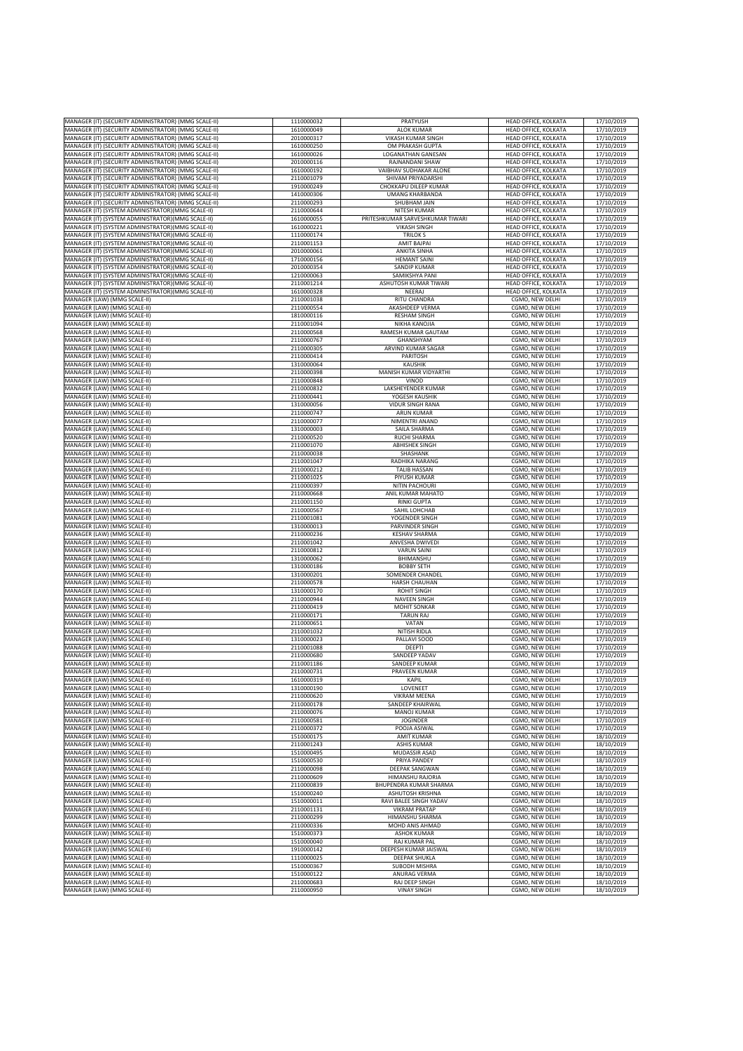| | | | | |
|---|---|---|---|---|
| MANAGER (IT) (SECURITY ADMINISTRATOR) (MMG SCALE-II) | 1110000032 | PRATYUSH | HEAD OFFICE, KOLKATA | 17/10/2019 |
| MANAGER (IT) (SECURITY ADMINISTRATOR) (MMG SCALE-II) | 1610000049 | ALOK KUMAR | HEAD OFFICE, KOLKATA | 17/10/2019 |
| MANAGER (IT) (SECURITY ADMINISTRATOR) (MMG SCALE-II) | 2010000317 | VIKASH KUMAR SINGH | HEAD OFFICE, KOLKATA | 17/10/2019 |
| MANAGER (IT) (SECURITY ADMINISTRATOR) (MMG SCALE-II) | 1610000250 | OM PRAKASH GUPTA | HEAD OFFICE, KOLKATA | 17/10/2019 |
| MANAGER (IT) (SECURITY ADMINISTRATOR) (MMG SCALE-II) | 1610000026 | LOGANATHAN GANESAN | HEAD OFFICE, KOLKATA | 17/10/2019 |
| MANAGER (IT) (SECURITY ADMINISTRATOR) (MMG SCALE-II) | 2010000116 | RAJNANDANI SHAW | HEAD OFFICE, KOLKATA | 17/10/2019 |
| MANAGER (IT) (SECURITY ADMINISTRATOR) (MMG SCALE-II) | 1610000192 | VAIBHAV SUDHAKAR ALONE | HEAD OFFICE, KOLKATA | 17/10/2019 |
| MANAGER (IT) (SECURITY ADMINISTRATOR) (MMG SCALE-II) | 2110001079 | SHIVAM PRIYADARSHI | HEAD OFFICE, KOLKATA | 17/10/2019 |
| MANAGER (IT) (SECURITY ADMINISTRATOR) (MMG SCALE-II) | 1910000249 | CHOKKAPU DILEEP KUMAR | HEAD OFFICE, KOLKATA | 17/10/2019 |
| MANAGER (IT) (SECURITY ADMINISTRATOR) (MMG SCALE-II) | 1410000306 | UMANG KHARBANDA | HEAD OFFICE, KOLKATA | 17/10/2019 |
| MANAGER (IT) (SECURITY ADMINISTRATOR) (MMG SCALE-II) | 2110000293 | SHUBHAM JAIN | HEAD OFFICE, KOLKATA | 17/10/2019 |
| MANAGER (IT) (SYSTEM ADMINISTRATOR)(MMG SCALE-II) | 2110000644 | NITESH KUMAR | HEAD OFFICE, KOLKATA | 17/10/2019 |
| MANAGER (IT) (SYSTEM ADMINISTRATOR)(MMG SCALE-II) | 1610000055 | PRITESHKUMAR SARVESHKUMAR TIWARI | HEAD OFFICE, KOLKATA | 17/10/2019 |
| MANAGER (IT) (SYSTEM ADMINISTRATOR)(MMG SCALE-II) | 1610000221 | VIKASH SINGH | HEAD OFFICE, KOLKATA | 17/10/2019 |
| MANAGER (IT) (SYSTEM ADMINISTRATOR)(MMG SCALE-II) | 1110000174 | TRILOK S | HEAD OFFICE, KOLKATA | 17/10/2019 |
| MANAGER (IT) (SYSTEM ADMINISTRATOR)(MMG SCALE-II) | 2110001153 | AMIT BAJPAI | HEAD OFFICE, KOLKATA | 17/10/2019 |
| MANAGER (IT) (SYSTEM ADMINISTRATOR)(MMG SCALE-II) | 2010000061 | ANKITA SINHA | HEAD OFFICE, KOLKATA | 17/10/2019 |
| MANAGER (IT) (SYSTEM ADMINISTRATOR)(MMG SCALE-II) | 1710000156 | HEMANT SAINI | HEAD OFFICE, KOLKATA | 17/10/2019 |
| MANAGER (IT) (SYSTEM ADMINISTRATOR)(MMG SCALE-II) | 2010000354 | SANDIP KUMAR | HEAD OFFICE, KOLKATA | 17/10/2019 |
| MANAGER (IT) (SYSTEM ADMINISTRATOR)(MMG SCALE-II) | 1210000063 | SAMIKSHYA PANI | HEAD OFFICE, KOLKATA | 17/10/2019 |
| MANAGER (IT) (SYSTEM ADMINISTRATOR)(MMG SCALE-II) | 2110001214 | ASHUTOSH KUMAR TIWARI | HEAD OFFICE, KOLKATA | 17/10/2019 |
| MANAGER (IT) (SYSTEM ADMINISTRATOR)(MMG SCALE-II) | 1610000328 | NEERAJ | HEAD OFFICE, KOLKATA | 17/10/2019 |
| MANAGER (LAW) (MMG SCALE-II) | 2110001038 | RITU CHANDRA | CGMO, NEW DELHI | 17/10/2019 |
| MANAGER (LAW) (MMG SCALE-II) | 2110000554 | AKASHDEEP VERMA | CGMO, NEW DELHI | 17/10/2019 |
| MANAGER (LAW) (MMG SCALE-II) | 1810000116 | RESHAM SINGH | CGMO, NEW DELHI | 17/10/2019 |
| MANAGER (LAW) (MMG SCALE-II) | 2110001094 | NIKHA KANOJIA | CGMO, NEW DELHI | 17/10/2019 |
| MANAGER (LAW) (MMG SCALE-II) | 2110000568 | RAMESH KUMAR GAUTAM | CGMO, NEW DELHI | 17/10/2019 |
| MANAGER (LAW) (MMG SCALE-II) | 2110000767 | GHANSHYAM | CGMO, NEW DELHI | 17/10/2019 |
| MANAGER (LAW) (MMG SCALE-II) | 2110000305 | ARVIND KUMAR SAGAR | CGMO, NEW DELHI | 17/10/2019 |
| MANAGER (LAW) (MMG SCALE-II) | 2110000414 | PARITOSH | CGMO, NEW DELHI | 17/10/2019 |
| MANAGER (LAW) (MMG SCALE-II) | 1310000064 | KAUSHIK | CGMO, NEW DELHI | 17/10/2019 |
| MANAGER (LAW) (MMG SCALE-II) | 2110000398 | MANISH KUMAR VIDYARTHI | CGMO, NEW DELHI | 17/10/2019 |
| MANAGER (LAW) (MMG SCALE-II) | 2110000848 | VINOD | CGMO, NEW DELHI | 17/10/2019 |
| MANAGER (LAW) (MMG SCALE-II) | 2110000832 | LAKSHEYENDER KUMAR | CGMO, NEW DELHI | 17/10/2019 |
| MANAGER (LAW) (MMG SCALE-II) | 2110000441 | YOGESH KAUSHIK | CGMO, NEW DELHI | 17/10/2019 |
| MANAGER (LAW) (MMG SCALE-II) | 1310000056 | VIDUR SINGH RANA | CGMO, NEW DELHI | 17/10/2019 |
| MANAGER (LAW) (MMG SCALE-II) | 2110000747 | ARUN KUMAR | CGMO, NEW DELHI | 17/10/2019 |
| MANAGER (LAW) (MMG SCALE-II) | 2110000077 | NIMENTRI ANAND | CGMO, NEW DELHI | 17/10/2019 |
| MANAGER (LAW) (MMG SCALE-II) | 1310000003 | SAILA SHARMA | CGMO, NEW DELHI | 17/10/2019 |
| MANAGER (LAW) (MMG SCALE-II) | 2110000520 | RUCHI SHARMA | CGMO, NEW DELHI | 17/10/2019 |
| MANAGER (LAW) (MMG SCALE-II) | 2110001070 | ABHISHEK SINGH | CGMO, NEW DELHI | 17/10/2019 |
| MANAGER (LAW) (MMG SCALE-II) | 2110000038 | SHASHANK | CGMO, NEW DELHI | 17/10/2019 |
| MANAGER (LAW) (MMG SCALE-II) | 2110001047 | RADHIKA NARANG | CGMO, NEW DELHI | 17/10/2019 |
| MANAGER (LAW) (MMG SCALE-II) | 2110000212 | TALIB HASSAN | CGMO, NEW DELHI | 17/10/2019 |
| MANAGER (LAW) (MMG SCALE-II) | 2110001025 | PIYUSH KUMAR | CGMO, NEW DELHI | 17/10/2019 |
| MANAGER (LAW) (MMG SCALE-II) | 2110000397 | NITIN PACHOURI | CGMO, NEW DELHI | 17/10/2019 |
| MANAGER (LAW) (MMG SCALE-II) | 2110000668 | ANIL KUMAR MAHATO | CGMO, NEW DELHI | 17/10/2019 |
| MANAGER (LAW) (MMG SCALE-II) | 2110001150 | RINKI GUPTA | CGMO, NEW DELHI | 17/10/2019 |
| MANAGER (LAW) (MMG SCALE-II) | 2110000567 | SAHIL LOHCHAB | CGMO, NEW DELHI | 17/10/2019 |
| MANAGER (LAW) (MMG SCALE-II) | 2110001081 | YOGENDER SINGH | CGMO, NEW DELHI | 17/10/2019 |
| MANAGER (LAW) (MMG SCALE-II) | 1310000013 | PARVINDER SINGH | CGMO, NEW DELHI | 17/10/2019 |
| MANAGER (LAW) (MMG SCALE-II) | 2110000236 | KESHAV SHARMA | CGMO, NEW DELHI | 17/10/2019 |
| MANAGER (LAW) (MMG SCALE-II) | 2110001042 | ANVESHA DWIVEDI | CGMO, NEW DELHI | 17/10/2019 |
| MANAGER (LAW) (MMG SCALE-II) | 2110000812 | VARUN SAINI | CGMO, NEW DELHI | 17/10/2019 |
| MANAGER (LAW) (MMG SCALE-II) | 1310000062 | BHIMANSHU | CGMO, NEW DELHI | 17/10/2019 |
| MANAGER (LAW) (MMG SCALE-II) | 1310000186 | BOBBY SETH | CGMO, NEW DELHI | 17/10/2019 |
| MANAGER (LAW) (MMG SCALE-II) | 1310000201 | SOMENDER CHANDEL | CGMO, NEW DELHI | 17/10/2019 |
| MANAGER (LAW) (MMG SCALE-II) | 2110000578 | HARSH CHAUHAN | CGMO, NEW DELHI | 17/10/2019 |
| MANAGER (LAW) (MMG SCALE-II) | 1310000170 | ROHIT SINGH | CGMO, NEW DELHI | 17/10/2019 |
| MANAGER (LAW) (MMG SCALE-II) | 2110000944 | NAVEEN SINGH | CGMO, NEW DELHI | 17/10/2019 |
| MANAGER (LAW) (MMG SCALE-II) | 2110000419 | MOHIT SONKAR | CGMO, NEW DELHI | 17/10/2019 |
| MANAGER (LAW) (MMG SCALE-II) | 2110000171 | TARUN RAJ | CGMO, NEW DELHI | 17/10/2019 |
| MANAGER (LAW) (MMG SCALE-II) | 2110000651 | VATAN | CGMO, NEW DELHI | 17/10/2019 |
| MANAGER (LAW) (MMG SCALE-II) | 2110001032 | NITISH RIDLA | CGMO, NEW DELHI | 17/10/2019 |
| MANAGER (LAW) (MMG SCALE-II) | 1310000023 | PALLAVI SOOD | CGMO, NEW DELHI | 17/10/2019 |
| MANAGER (LAW) (MMG SCALE-II) | 2110001088 | DEEPTI | CGMO, NEW DELHI | 17/10/2019 |
| MANAGER (LAW) (MMG SCALE-II) | 2110000680 | SANDEEP YADAV | CGMO, NEW DELHI | 17/10/2019 |
| MANAGER (LAW) (MMG SCALE-II) | 2110001186 | SANDEEP KUMAR | CGMO, NEW DELHI | 17/10/2019 |
| MANAGER (LAW) (MMG SCALE-II) | 2110000731 | PRAVEEN KUMAR | CGMO, NEW DELHI | 17/10/2019 |
| MANAGER (LAW) (MMG SCALE-II) | 1610000319 | KAPIL | CGMO, NEW DELHI | 17/10/2019 |
| MANAGER (LAW) (MMG SCALE-II) | 1310000190 | LOVENEET | CGMO, NEW DELHI | 17/10/2019 |
| MANAGER (LAW) (MMG SCALE-II) | 2110000620 | VIKRAM MEENA | CGMO, NEW DELHI | 17/10/2019 |
| MANAGER (LAW) (MMG SCALE-II) | 2110000178 | SANDEEP KHAIRWAL | CGMO, NEW DELHI | 17/10/2019 |
| MANAGER (LAW) (MMG SCALE-II) | 2110000076 | MANOJ KUMAR | CGMO, NEW DELHI | 17/10/2019 |
| MANAGER (LAW) (MMG SCALE-II) | 2110000581 | JOGINDER | CGMO, NEW DELHI | 17/10/2019 |
| MANAGER (LAW) (MMG SCALE-II) | 2110000372 | POOJA ASIWAL | CGMO, NEW DELHI | 17/10/2019 |
| MANAGER (LAW) (MMG SCALE-II) | 1510000175 | AMIT KUMAR | CGMO, NEW DELHI | 18/10/2019 |
| MANAGER (LAW) (MMG SCALE-II) | 2110001243 | ASHIS KUMAR | CGMO, NEW DELHI | 18/10/2019 |
| MANAGER (LAW) (MMG SCALE-II) | 1510000495 | MUDASSIR ASAD | CGMO, NEW DELHI | 18/10/2019 |
| MANAGER (LAW) (MMG SCALE-II) | 1510000530 | PRIYA PANDEY | CGMO, NEW DELHI | 18/10/2019 |
| MANAGER (LAW) (MMG SCALE-II) | 2110000098 | DEEPAK SANGWAN | CGMO, NEW DELHI | 18/10/2019 |
| MANAGER (LAW) (MMG SCALE-II) | 2110000609 | HIMANSHU RAJORIA | CGMO, NEW DELHI | 18/10/2019 |
| MANAGER (LAW) (MMG SCALE-II) | 2110000839 | BHUPENDRA KUMAR SHARMA | CGMO, NEW DELHI | 18/10/2019 |
| MANAGER (LAW) (MMG SCALE-II) | 1510000240 | ASHUTOSH KRISHNA | CGMO, NEW DELHI | 18/10/2019 |
| MANAGER (LAW) (MMG SCALE-II) | 1510000011 | RAVI BALEE SINGH YADAV | CGMO, NEW DELHI | 18/10/2019 |
| MANAGER (LAW) (MMG SCALE-II) | 2110001131 | VIKRAM PRATAP | CGMO, NEW DELHI | 18/10/2019 |
| MANAGER (LAW) (MMG SCALE-II) | 2110000299 | HIMANSHU SHARMA | CGMO, NEW DELHI | 18/10/2019 |
| MANAGER (LAW) (MMG SCALE-II) | 2110000336 | MOHD ANIS AHMAD | CGMO, NEW DELHI | 18/10/2019 |
| MANAGER (LAW) (MMG SCALE-II) | 1510000373 | ASHOK KUMAR | CGMO, NEW DELHI | 18/10/2019 |
| MANAGER (LAW) (MMG SCALE-II) | 1510000040 | RAJ KUMAR PAL | CGMO, NEW DELHI | 18/10/2019 |
| MANAGER (LAW) (MMG SCALE-II) | 1910000142 | DEEPESH KUMAR JAISWAL | CGMO, NEW DELHI | 18/10/2019 |
| MANAGER (LAW) (MMG SCALE-II) | 1110000025 | DEEPAK SHUKLA | CGMO, NEW DELHI | 18/10/2019 |
| MANAGER (LAW) (MMG SCALE-II) | 1510000367 | SUBODH MISHRA | CGMO, NEW DELHI | 18/10/2019 |
| MANAGER (LAW) (MMG SCALE-II) | 1510000122 | ANURAG VERMA | CGMO, NEW DELHI | 18/10/2019 |
| MANAGER (LAW) (MMG SCALE-II) | 2110000683 | RAJ DEEP SINGH | CGMO, NEW DELHI | 18/10/2019 |
| MANAGER (LAW) (MMG SCALE-II) | 2110000950 | VINAY SINGH | CGMO, NEW DELHI | 18/10/2019 |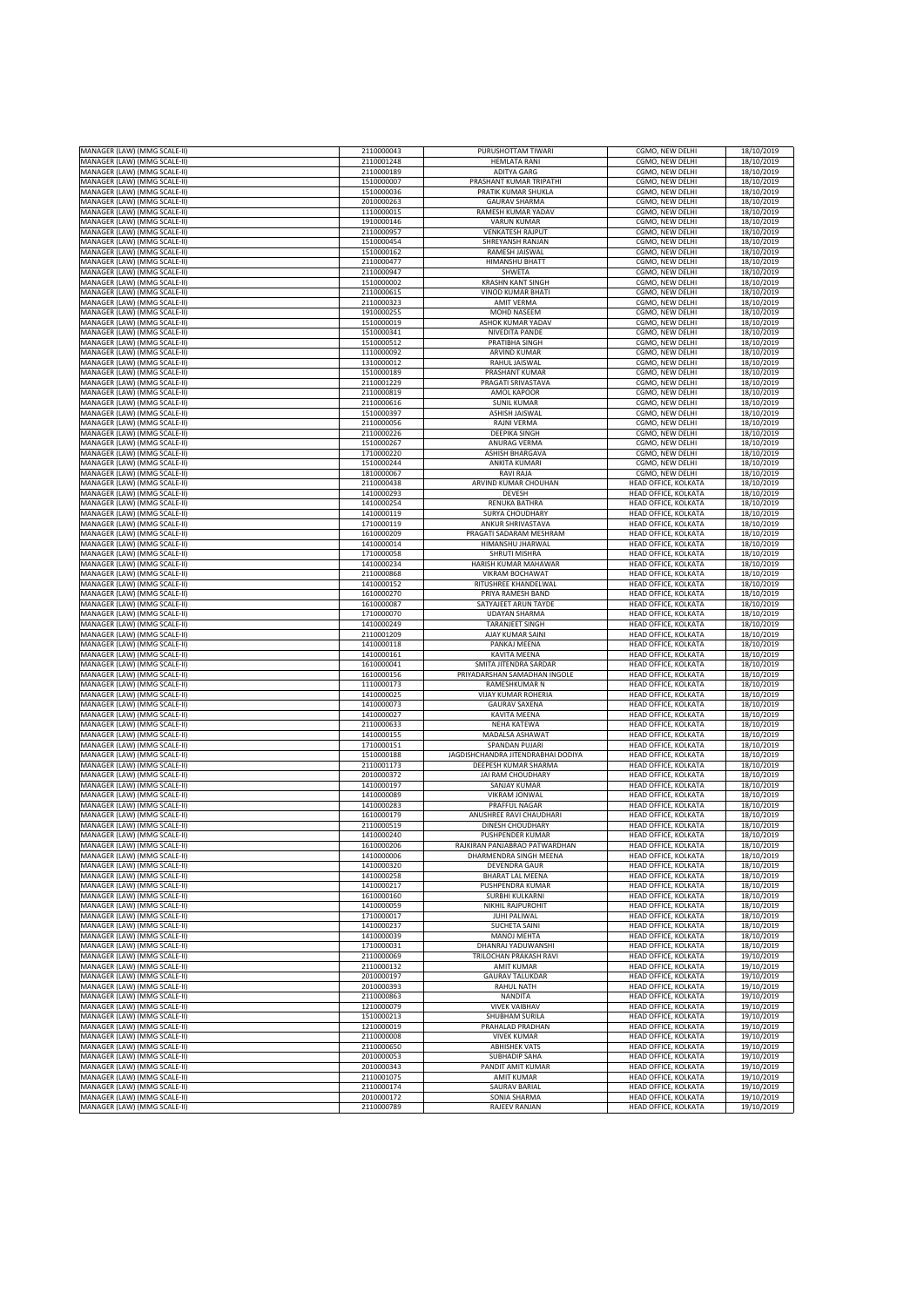| | | | | |
|---|---|---|---|---|
| MANAGER (LAW) (MMG SCALE-II) | 2110000043 | PURUSHOTTAM TIWARI | CGMO, NEW DELHI | 18/10/2019 |
| MANAGER (LAW) (MMG SCALE-II) | 2110001248 | HEMLATA RANI | CGMO, NEW DELHI | 18/10/2019 |
| MANAGER (LAW) (MMG SCALE-II) | 2110000189 | ADITYA GARG | CGMO, NEW DELHI | 18/10/2019 |
| MANAGER (LAW) (MMG SCALE-II) | 1510000007 | PRASHANT KUMAR TRIPATHI | CGMO, NEW DELHI | 18/10/2019 |
| MANAGER (LAW) (MMG SCALE-II) | 1510000036 | PRATIK KUMAR SHUKLA | CGMO, NEW DELHI | 18/10/2019 |
| MANAGER (LAW) (MMG SCALE-II) | 2010000263 | GAURAV SHARMA | CGMO, NEW DELHI | 18/10/2019 |
| MANAGER (LAW) (MMG SCALE-II) | 1110000015 | RAMESH KUMAR YADAV | CGMO, NEW DELHI | 18/10/2019 |
| MANAGER (LAW) (MMG SCALE-II) | 1910000146 | VARUN KUMAR | CGMO, NEW DELHI | 18/10/2019 |
| MANAGER (LAW) (MMG SCALE-II) | 2110000957 | VENKATESH RAJPUT | CGMO, NEW DELHI | 18/10/2019 |
| MANAGER (LAW) (MMG SCALE-II) | 1510000454 | SHREYANSH RANJAN | CGMO, NEW DELHI | 18/10/2019 |
| MANAGER (LAW) (MMG SCALE-II) | 1510000162 | RAMESH JAISWAL | CGMO, NEW DELHI | 18/10/2019 |
| MANAGER (LAW) (MMG SCALE-II) | 2110000477 | HIMANSHU BHATT | CGMO, NEW DELHI | 18/10/2019 |
| MANAGER (LAW) (MMG SCALE-II) | 2110000947 | SHWETA | CGMO, NEW DELHI | 18/10/2019 |
| MANAGER (LAW) (MMG SCALE-II) | 1510000002 | KRASHN KANT SINGH | CGMO, NEW DELHI | 18/10/2019 |
| MANAGER (LAW) (MMG SCALE-II) | 2110000615 | VINOD KUMAR BHATI | CGMO, NEW DELHI | 18/10/2019 |
| MANAGER (LAW) (MMG SCALE-II) | 2110000323 | AMIT VERMA | CGMO, NEW DELHI | 18/10/2019 |
| MANAGER (LAW) (MMG SCALE-II) | 1910000255 | MOHD NASEEM | CGMO, NEW DELHI | 18/10/2019 |
| MANAGER (LAW) (MMG SCALE-II) | 1510000019 | ASHOK KUMAR YADAV | CGMO, NEW DELHI | 18/10/2019 |
| MANAGER (LAW) (MMG SCALE-II) | 1510000341 | NIVEDITA PANDE | CGMO, NEW DELHI | 18/10/2019 |
| MANAGER (LAW) (MMG SCALE-II) | 1510000512 | PRATIBHA SINGH | CGMO, NEW DELHI | 18/10/2019 |
| MANAGER (LAW) (MMG SCALE-II) | 1110000092 | ARVIND KUMAR | CGMO, NEW DELHI | 18/10/2019 |
| MANAGER (LAW) (MMG SCALE-II) | 1310000012 | RAHUL JAISWAL | CGMO, NEW DELHI | 18/10/2019 |
| MANAGER (LAW) (MMG SCALE-II) | 1510000189 | PRASHANT KUMAR | CGMO, NEW DELHI | 18/10/2019 |
| MANAGER (LAW) (MMG SCALE-II) | 2110001229 | PRAGATI SRIVASTAVA | CGMO, NEW DELHI | 18/10/2019 |
| MANAGER (LAW) (MMG SCALE-II) | 2110000819 | AMOL KAPOOR | CGMO, NEW DELHI | 18/10/2019 |
| MANAGER (LAW) (MMG SCALE-II) | 2110000616 | SUNIL KUMAR | CGMO, NEW DELHI | 18/10/2019 |
| MANAGER (LAW) (MMG SCALE-II) | 1510000397 | ASHISH JAISWAL | CGMO, NEW DELHI | 18/10/2019 |
| MANAGER (LAW) (MMG SCALE-II) | 2110000056 | RAJNI VERMA | CGMO, NEW DELHI | 18/10/2019 |
| MANAGER (LAW) (MMG SCALE-II) | 2110000226 | DEEPIKA SINGH | CGMO, NEW DELHI | 18/10/2019 |
| MANAGER (LAW) (MMG SCALE-II) | 1510000267 | ANURAG VERMA | CGMO, NEW DELHI | 18/10/2019 |
| MANAGER (LAW) (MMG SCALE-II) | 1710000220 | ASHISH BHARGAVA | CGMO, NEW DELHI | 18/10/2019 |
| MANAGER (LAW) (MMG SCALE-II) | 1510000244 | ANKITA KUMARI | CGMO, NEW DELHI | 18/10/2019 |
| MANAGER (LAW) (MMG SCALE-II) | 1810000067 | RAVI RAJA | CGMO, NEW DELHI | 18/10/2019 |
| MANAGER (LAW) (MMG SCALE-II) | 2110000438 | ARVIND KUMAR CHOUHAN | HEAD OFFICE, KOLKATA | 18/10/2019 |
| MANAGER (LAW) (MMG SCALE-II) | 1410000293 | DEVESH | HEAD OFFICE, KOLKATA | 18/10/2019 |
| MANAGER (LAW) (MMG SCALE-II) | 1410000254 | RENUKA BATHRA | HEAD OFFICE, KOLKATA | 18/10/2019 |
| MANAGER (LAW) (MMG SCALE-II) | 1410000119 | SURYA CHOUDHARY | HEAD OFFICE, KOLKATA | 18/10/2019 |
| MANAGER (LAW) (MMG SCALE-II) | 1710000119 | ANKUR SHRIVASTAVA | HEAD OFFICE, KOLKATA | 18/10/2019 |
| MANAGER (LAW) (MMG SCALE-II) | 1610000209 | PRAGATI SADARAM MESHRAM | HEAD OFFICE, KOLKATA | 18/10/2019 |
| MANAGER (LAW) (MMG SCALE-II) | 1410000014 | HIMANSHU JHARWAL | HEAD OFFICE, KOLKATA | 18/10/2019 |
| MANAGER (LAW) (MMG SCALE-II) | 1710000058 | SHRUTI MISHRA | HEAD OFFICE, KOLKATA | 18/10/2019 |
| MANAGER (LAW) (MMG SCALE-II) | 1410000234 | HARISH KUMAR MAHAWAR | HEAD OFFICE, KOLKATA | 18/10/2019 |
| MANAGER (LAW) (MMG SCALE-II) | 2110000868 | VIKRAM BOCHAWAT | HEAD OFFICE, KOLKATA | 18/10/2019 |
| MANAGER (LAW) (MMG SCALE-II) | 1410000152 | RITUSHREE KHANDELWAL | HEAD OFFICE, KOLKATA | 18/10/2019 |
| MANAGER (LAW) (MMG SCALE-II) | 1610000270 | PRIYA RAMESH BAND | HEAD OFFICE, KOLKATA | 18/10/2019 |
| MANAGER (LAW) (MMG SCALE-II) | 1610000087 | SATYAJEET ARUN TAYDE | HEAD OFFICE, KOLKATA | 18/10/2019 |
| MANAGER (LAW) (MMG SCALE-II) | 1710000070 | UDAYAN SHARMA | HEAD OFFICE, KOLKATA | 18/10/2019 |
| MANAGER (LAW) (MMG SCALE-II) | 1410000249 | TARANJEET SINGH | HEAD OFFICE, KOLKATA | 18/10/2019 |
| MANAGER (LAW) (MMG SCALE-II) | 2110001209 | AJAY KUMAR SAINI | HEAD OFFICE, KOLKATA | 18/10/2019 |
| MANAGER (LAW) (MMG SCALE-II) | 1410000118 | PANKAJ MEENA | HEAD OFFICE, KOLKATA | 18/10/2019 |
| MANAGER (LAW) (MMG SCALE-II) | 1410000161 | KAVITA MEENA | HEAD OFFICE, KOLKATA | 18/10/2019 |
| MANAGER (LAW) (MMG SCALE-II) | 1610000041 | SMITA JITENDRA SARDAR | HEAD OFFICE, KOLKATA | 18/10/2019 |
| MANAGER (LAW) (MMG SCALE-II) | 1610000156 | PRIYADARSHAN SAMADHAN INGOLE | HEAD OFFICE, KOLKATA | 18/10/2019 |
| MANAGER (LAW) (MMG SCALE-II) | 1110000173 | RAMESHKUMAR N | HEAD OFFICE, KOLKATA | 18/10/2019 |
| MANAGER (LAW) (MMG SCALE-II) | 1410000025 | VIJAY KUMAR ROHERIA | HEAD OFFICE, KOLKATA | 18/10/2019 |
| MANAGER (LAW) (MMG SCALE-II) | 1410000073 | GAURAV SAXENA | HEAD OFFICE, KOLKATA | 18/10/2019 |
| MANAGER (LAW) (MMG SCALE-II) | 1410000027 | KAVITA MEENA | HEAD OFFICE, KOLKATA | 18/10/2019 |
| MANAGER (LAW) (MMG SCALE-II) | 2110000633 | NEHA KATEWA | HEAD OFFICE, KOLKATA | 18/10/2019 |
| MANAGER (LAW) (MMG SCALE-II) | 1410000155 | MADALSA ASHAWAT | HEAD OFFICE, KOLKATA | 18/10/2019 |
| MANAGER (LAW) (MMG SCALE-II) | 1710000151 | SPANDAN PUJARI | HEAD OFFICE, KOLKATA | 18/10/2019 |
| MANAGER (LAW) (MMG SCALE-II) | 1510000188 | JAGDISHCHANDRA JITENDRABHAI DODIYA | HEAD OFFICE, KOLKATA | 18/10/2019 |
| MANAGER (LAW) (MMG SCALE-II) | 2110001173 | DEEPESH KUMAR SHARMA | HEAD OFFICE, KOLKATA | 18/10/2019 |
| MANAGER (LAW) (MMG SCALE-II) | 2010000372 | JAI RAM CHOUDHARY | HEAD OFFICE, KOLKATA | 18/10/2019 |
| MANAGER (LAW) (MMG SCALE-II) | 1410000197 | SANJAY KUMAR | HEAD OFFICE, KOLKATA | 18/10/2019 |
| MANAGER (LAW) (MMG SCALE-II) | 1410000089 | VIKRAM JONWAL | HEAD OFFICE, KOLKATA | 18/10/2019 |
| MANAGER (LAW) (MMG SCALE-II) | 1410000283 | PRAFFUL NAGAR | HEAD OFFICE, KOLKATA | 18/10/2019 |
| MANAGER (LAW) (MMG SCALE-II) | 1610000179 | ANUSHREE RAVI CHAUDHARI | HEAD OFFICE, KOLKATA | 18/10/2019 |
| MANAGER (LAW) (MMG SCALE-II) | 2110000519 | DINESH CHOUDHARY | HEAD OFFICE, KOLKATA | 18/10/2019 |
| MANAGER (LAW) (MMG SCALE-II) | 1410000240 | PUSHPENDER KUMAR | HEAD OFFICE, KOLKATA | 18/10/2019 |
| MANAGER (LAW) (MMG SCALE-II) | 1610000206 | RAJKIRAN PANJABRAO PATWARDHAN | HEAD OFFICE, KOLKATA | 18/10/2019 |
| MANAGER (LAW) (MMG SCALE-II) | 1410000006 | DHARMENDRA SINGH MEENA | HEAD OFFICE, KOLKATA | 18/10/2019 |
| MANAGER (LAW) (MMG SCALE-II) | 1410000320 | DEVENDRA GAUR | HEAD OFFICE, KOLKATA | 18/10/2019 |
| MANAGER (LAW) (MMG SCALE-II) | 1410000258 | BHARAT LAL MEENA | HEAD OFFICE, KOLKATA | 18/10/2019 |
| MANAGER (LAW) (MMG SCALE-II) | 1410000217 | PUSHPENDRA KUMAR | HEAD OFFICE, KOLKATA | 18/10/2019 |
| MANAGER (LAW) (MMG SCALE-II) | 1610000160 | SURBHI KULKARNI | HEAD OFFICE, KOLKATA | 18/10/2019 |
| MANAGER (LAW) (MMG SCALE-II) | 1410000059 | NIKHIL RAJPUROHIT | HEAD OFFICE, KOLKATA | 18/10/2019 |
| MANAGER (LAW) (MMG SCALE-II) | 1710000017 | JUHI PALIWAL | HEAD OFFICE, KOLKATA | 18/10/2019 |
| MANAGER (LAW) (MMG SCALE-II) | 1410000237 | SUCHETA SAINI | HEAD OFFICE, KOLKATA | 18/10/2019 |
| MANAGER (LAW) (MMG SCALE-II) | 1410000039 | MANOJ MEHTA | HEAD OFFICE, KOLKATA | 18/10/2019 |
| MANAGER (LAW) (MMG SCALE-II) | 1710000031 | DHANRAJ YADUWANSHI | HEAD OFFICE, KOLKATA | 18/10/2019 |
| MANAGER (LAW) (MMG SCALE-II) | 2110000069 | TRILOCHAN PRAKASH RAVI | HEAD OFFICE, KOLKATA | 19/10/2019 |
| MANAGER (LAW) (MMG SCALE-II) | 2110000132 | AMIT KUMAR | HEAD OFFICE, KOLKATA | 19/10/2019 |
| MANAGER (LAW) (MMG SCALE-II) | 2010000197 | GAURAV TALUKDAR | HEAD OFFICE, KOLKATA | 19/10/2019 |
| MANAGER (LAW) (MMG SCALE-II) | 2010000393 | RAHUL NATH | HEAD OFFICE, KOLKATA | 19/10/2019 |
| MANAGER (LAW) (MMG SCALE-II) | 2110000863 | NANDITA | HEAD OFFICE, KOLKATA | 19/10/2019 |
| MANAGER (LAW) (MMG SCALE-II) | 1210000079 | VIVEK VAIBHAV | HEAD OFFICE, KOLKATA | 19/10/2019 |
| MANAGER (LAW) (MMG SCALE-II) | 1510000213 | SHUBHAM SURILA | HEAD OFFICE, KOLKATA | 19/10/2019 |
| MANAGER (LAW) (MMG SCALE-II) | 1210000019 | PRAHALAD PRADHAN | HEAD OFFICE, KOLKATA | 19/10/2019 |
| MANAGER (LAW) (MMG SCALE-II) | 2110000008 | VIVEK KUMAR | HEAD OFFICE, KOLKATA | 19/10/2019 |
| MANAGER (LAW) (MMG SCALE-II) | 2110000650 | ABHISHEK VATS | HEAD OFFICE, KOLKATA | 19/10/2019 |
| MANAGER (LAW) (MMG SCALE-II) | 2010000053 | SUBHADIP SAHA | HEAD OFFICE, KOLKATA | 19/10/2019 |
| MANAGER (LAW) (MMG SCALE-II) | 2010000343 | PANDIT AMIT KUMAR | HEAD OFFICE, KOLKATA | 19/10/2019 |
| MANAGER (LAW) (MMG SCALE-II) | 2110001075 | AMIT KUMAR | HEAD OFFICE, KOLKATA | 19/10/2019 |
| MANAGER (LAW) (MMG SCALE-II) | 2110000174 | SAURAV BARIAL | HEAD OFFICE, KOLKATA | 19/10/2019 |
| MANAGER (LAW) (MMG SCALE-II) | 2010000172 | SONIA SHARMA | HEAD OFFICE, KOLKATA | 19/10/2019 |
| MANAGER (LAW) (MMG SCALE-II) | 2110000789 | RAJEEV RANJAN | HEAD OFFICE, KOLKATA | 19/10/2019 |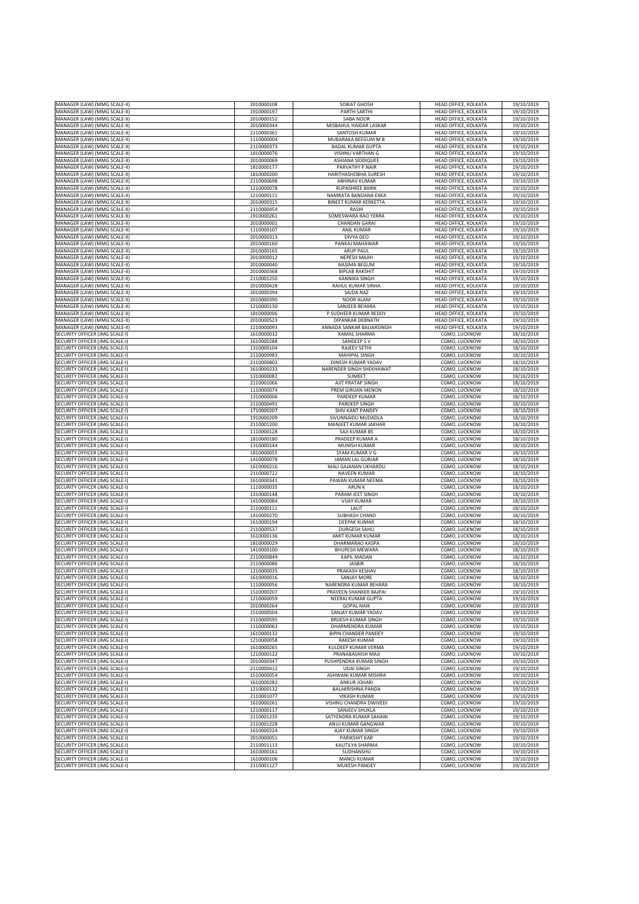| | | | | |
|---|---|---|---|---|
| MANAGER (LAW) (MMG SCALE-II) | 2010000108 | SOIKAT GHOSH | HEAD OFFICE, KOLKATA | 19/10/2019 |
| MANAGER (LAW) (MMG SCALE-II) | 1910000197 | PARTH SARTHI | HEAD OFFICE, KOLKATA | 19/10/2019 |
| MANAGER (LAW) (MMG SCALE-II) | 2010000152 | SABA NOOR | HEAD OFFICE, KOLKATA | 19/10/2019 |
| MANAGER (LAW) (MMG SCALE-II) | 2010000344 | MISBAHUL HAIDAR LASKAR | HEAD OFFICE, KOLKATA | 19/10/2019 |
| MANAGER (LAW) (MMG SCALE-II) | 2110000361 | SANTOSH KUMAR | HEAD OFFICE, KOLKATA | 19/10/2019 |
| MANAGER (LAW) (MMG SCALE-II) | 1110000004 | MUBARAKA BEEGUM M B | HEAD OFFICE, KOLKATA | 19/10/2019 |
| MANAGER (LAW) (MMG SCALE-II) | 2110000373 | BADAL KUMAR GUPTA | HEAD OFFICE, KOLKATA | 19/10/2019 |
| MANAGER (LAW) (MMG SCALE-II) | 1810000076 | VISHNU VARTHAN G | HEAD OFFICE, KOLKATA | 19/10/2019 |
| MANAGER (LAW) (MMG SCALE-II) | 2010000069 | ASHIANA SIDDIQUEE | HEAD OFFICE, KOLKATA | 19/10/2019 |
| MANAGER (LAW) (MMG SCALE-II) | 1810000177 | PARVATHY P NAIR | HEAD OFFICE, KOLKATA | 19/10/2019 |
| MANAGER (LAW) (MMG SCALE-II) | 1810000200 | HARITHASHOBHA SURESH | HEAD OFFICE, KOLKATA | 19/10/2019 |
| MANAGER (LAW) (MMG SCALE-II) | 2110000698 | ABHINAV KUMAR | HEAD OFFICE, KOLKATA | 19/10/2019 |
| MANAGER (LAW) (MMG SCALE-II) | 1210000078 | RUPASHREE BARIK | HEAD OFFICE, KOLKATA | 19/10/2019 |
| MANAGER (LAW) (MMG SCALE-II) | 1210000111 | NAMRATA BANDANA EKKA | HEAD OFFICE, KOLKATA | 19/10/2019 |
| MANAGER (LAW) (MMG SCALE-II) | 2010000315 | BINEET KUMAR KERKETTA | HEAD OFFICE, KOLKATA | 19/10/2019 |
| MANAGER (LAW) (MMG SCALE-II) | 2110000454 | RASHI | HEAD OFFICE, KOLKATA | 19/10/2019 |
| MANAGER (LAW) (MMG SCALE-II) | 1910000261 | SOMESWARA RAO YERRA | HEAD OFFICE, KOLKATA | 19/10/2019 |
| MANAGER (LAW) (MMG SCALE-II) | 2010000001 | CHANDAN GARAI | HEAD OFFICE, KOLKATA | 19/10/2019 |
| MANAGER (LAW) (MMG SCALE-II) | 1110000107 | ANIL KUMAR | HEAD OFFICE, KOLKATA | 19/10/2019 |
| MANAGER (LAW) (MMG SCALE-II) | 2010000313 | DIVYA DEO | HEAD OFFICE, KOLKATA | 19/10/2019 |
| MANAGER (LAW) (MMG SCALE-II) | 2010000160 | PANKAJ MAHAWAR | HEAD OFFICE, KOLKATA | 19/10/2019 |
| MANAGER (LAW) (MMG SCALE-II) | 2010000165 | ARUP PAUL | HEAD OFFICE, KOLKATA | 19/10/2019 |
| MANAGER (LAW) (MMG SCALE-II) | 2010000012 | NEPESH MAJHI | HEAD OFFICE, KOLKATA | 19/10/2019 |
| MANAGER (LAW) (MMG SCALE-II) | 2010000040 | NASIMA BEGUM | HEAD OFFICE, KOLKATA | 19/10/2019 |
| MANAGER (LAW) (MMG SCALE-II) | 2010000368 | BIPLAB RAKSHIT | HEAD OFFICE, KOLKATA | 19/10/2019 |
| MANAGER (LAW) (MMG SCALE-II) | 2110001250 | KANNIKA SINGH | HEAD OFFICE, KOLKATA | 19/10/2019 |
| MANAGER (LAW) (MMG SCALE-II) | 2010000428 | RAHUL KUMAR SINHA | HEAD OFFICE, KOLKATA | 19/10/2019 |
| MANAGER (LAW) (MMG SCALE-II) | 2010000394 | SAJDA NAZ | HEAD OFFICE, KOLKATA | 19/10/2019 |
| MANAGER (LAW) (MMG SCALE-II) | 2010000390 | NOOR ALAM | HEAD OFFICE, KOLKATA | 19/10/2019 |
| MANAGER (LAW) (MMG SCALE-II) | 1210000130 | SANJEEB BEHARA | HEAD OFFICE, KOLKATA | 19/10/2019 |
| MANAGER (LAW) (MMG SCALE-II) | 1810000006 | P SUDHEER KUMAR REDDY | HEAD OFFICE, KOLKATA | 19/10/2019 |
| MANAGER (LAW) (MMG SCALE-II) | 2010000523 | DIPANKAR DEBNATH | HEAD OFFICE, KOLKATA | 19/10/2019 |
| MANAGER (LAW) (MMG SCALE-II) | 1210000093 | ANNADA SANKAR BALIARSINGH | HEAD OFFICE, KOLKATA | 19/10/2019 |
| SECURITY OFFICER (JMG SCALE-I) | 1610000032 | KAMAL SHARMA | CGMO, LUCKNOW | 18/10/2019 |
| SECURITY OFFICER (JMG SCALE-I) | 1610000288 | SANDEEP S V | CGMO, LUCKNOW | 18/10/2019 |
| SECURITY OFFICER (JMG SCALE-I) | 1310000104 | RAJEEV SETHI | CGMO, LUCKNOW | 18/10/2019 |
| SECURITY OFFICER (JMG SCALE-I) | 2110000983 | MAHIPAL SINGH | CGMO, LUCKNOW | 18/10/2019 |
| SECURITY OFFICER (JMG SCALE-I) | 2110000803 | DINESH KUMAR YADAV | CGMO, LUCKNOW | 18/10/2019 |
| SECURITY OFFICER (JMG SCALE-I) | 1610000233 | NARENDER SINGH SHEKHAWAT | CGMO, LUCKNOW | 18/10/2019 |
| SECURITY OFFICER (JMG SCALE-I) | 1310000082 | SUMEET | CGMO, LUCKNOW | 18/10/2019 |
| SECURITY OFFICER (JMG SCALE-I) | 2110001066 | AJIT PRATAP SINGH | CGMO, LUCKNOW | 18/10/2019 |
| SECURITY OFFICER (JMG SCALE-I) | 1110000074 | PREM GIRIJAN MENON | CGMO, LUCKNOW | 18/10/2019 |
| SECURITY OFFICER (JMG SCALE-I) | 1310000006 | PARDEEP KUMAR | CGMO, LUCKNOW | 18/10/2019 |
| SECURITY OFFICER (JMG SCALE-I) | 2110000491 | PARDEEP SINGH | CGMO, LUCKNOW | 18/10/2019 |
| SECURITY OFFICER (JMG SCALE-I) | 1710000207 | SHIV KANT PANDEY | CGMO, LUCKNOW | 18/10/2019 |
| SECURITY OFFICER (JMG SCALE-I) | 1910000209 | SIVUNNAIDU MUDADLA | CGMO, LUCKNOW | 18/10/2019 |
| SECURITY OFFICER (JMG SCALE-I) | 2110001200 | MANJEET KUMAR JAKHAR | CGMO, LUCKNOW | 18/10/2019 |
| SECURITY OFFICER (JMG SCALE-I) | 1110000128 | SAJI KUMAR BS | CGMO, LUCKNOW | 18/10/2019 |
| SECURITY OFFICER (JMG SCALE-I) | 1810000180 | PRADEEP KUMAR A | CGMO, LUCKNOW | 18/10/2019 |
| SECURITY OFFICER (JMG SCALE-I) | 1310000144 | MUNISH KUMAR | CGMO, LUCKNOW | 18/10/2019 |
| SECURITY OFFICER (JMG SCALE-I) | 1810000055 | SYAM KUMAR V G | CGMO, LUCKNOW | 18/10/2019 |
| SECURITY OFFICER (JMG SCALE-I) | 1410000078 | JAMAN LAL GURJAR | CGMO, LUCKNOW | 18/10/2019 |
| SECURITY OFFICER (JMG SCALE-I) | 1610000216 | MALI GAJANAN UKHARDU | CGMO, LUCKNOW | 18/10/2019 |
| SECURITY OFFICER (JMG SCALE-I) | 2110000722 | NAVEEN KUMAR | CGMO, LUCKNOW | 18/10/2019 |
| SECURITY OFFICER (JMG SCALE-I) | 1610000341 | PAWAN KUMAR NEEMA | CGMO, LUCKNOW | 18/10/2019 |
| SECURITY OFFICER (JMG SCALE-I) | 1110000035 | ARUN K | CGMO, LUCKNOW | 18/10/2019 |
| SECURITY OFFICER (JMG SCALE-I) | 1310000148 | PARAM JEET SINGH | CGMO, LUCKNOW | 18/10/2019 |
| SECURITY OFFICER (JMG SCALE-I) | 1410000084 | VIJAY KUMAR | CGMO, LUCKNOW | 18/10/2019 |
| SECURITY OFFICER (JMG SCALE-I) | 2110000111 | LALIT | CGMO, LUCKNOW | 18/10/2019 |
| SECURITY OFFICER (JMG SCALE-I) | 1410000270 | SUBHASH CHAND | CGMO, LUCKNOW | 18/10/2019 |
| SECURITY OFFICER (JMG SCALE-I) | 1610000194 | DEEPAK KUMAR | CGMO, LUCKNOW | 18/10/2019 |
| SECURITY OFFICER (JMG SCALE-I) | 2110000537 | DURGESH SAHU | CGMO, LUCKNOW | 18/10/2019 |
| SECURITY OFFICER (JMG SCALE-I) | 1610000136 | AMIT KUMAR KUMAR | CGMO, LUCKNOW | 18/10/2019 |
| SECURITY OFFICER (JMG SCALE-I) | 1810000029 | DHARMARAO KASPA | CGMO, LUCKNOW | 18/10/2019 |
| SECURITY OFFICER (JMG SCALE-I) | 1410000100 | BHUPESH MEWARA | CGMO, LUCKNOW | 18/10/2019 |
| SECURITY OFFICER (JMG SCALE-I) | 2110000849 | KAPIL MADAN | CGMO, LUCKNOW | 18/10/2019 |
| SECURITY OFFICER (JMG SCALE-I) | 2110000086 | JASBIR | CGMO, LUCKNOW | 18/10/2019 |
| SECURITY OFFICER (JMG SCALE-I) | 1210000035 | PRAKASH KESHAV | CGMO, LUCKNOW | 18/10/2019 |
| SECURITY OFFICER (JMG SCALE-I) | 1610000016 | SANJAY MORE | CGMO, LUCKNOW | 18/10/2019 |
| SECURITY OFFICER (JMG SCALE-I) | 1110000056 | NARENDRA KUMAR BEHARA | CGMO, LUCKNOW | 18/10/2019 |
| SECURITY OFFICER (JMG SCALE-I) | 1510000207 | PRAVEEN SHANKER BAJPAI | CGMO, LUCKNOW | 19/10/2019 |
| SECURITY OFFICER (JMG SCALE-I) | 1210000059 | NEERAJ KUMAR GUPTA | CGMO, LUCKNOW | 19/10/2019 |
| SECURITY OFFICER (JMG SCALE-I) | 2010000264 | GOPAL NAIK | CGMO, LUCKNOW | 19/10/2019 |
| SECURITY OFFICER (JMG SCALE-I) | 1510000504 | SANJAY KUMAR YADAV | CGMO, LUCKNOW | 19/10/2019 |
| SECURITY OFFICER (JMG SCALE-I) | 2110000595 | BRIJESH KUMAR SINGH | CGMO, LUCKNOW | 19/10/2019 |
| SECURITY OFFICER (JMG SCALE-I) | 1110000063 | DHARMENDRA KUMAR | CGMO, LUCKNOW | 19/10/2019 |
| SECURITY OFFICER (JMG SCALE-I) | 1610000132 | BIPIN CHANDER PANDEY | CGMO, LUCKNOW | 19/10/2019 |
| SECURITY OFFICER (JMG SCALE-I) | 1210000058 | RAKESH KUMAR | CGMO, LUCKNOW | 19/10/2019 |
| SECURITY OFFICER (JMG SCALE-I) | 1610000265 | KULDEEP KUMAR VERMA | CGMO, LUCKNOW | 19/10/2019 |
| SECURITY OFFICER (JMG SCALE-I) | 1210000122 | PRANABASHISH MAJI | CGMO, LUCKNOW | 19/10/2019 |
| SECURITY OFFICER (JMG SCALE-I) | 2010000347 | PUSHPENDRA KUMAR SINGH | CGMO, LUCKNOW | 19/10/2019 |
| SECURITY OFFICER (JMG SCALE-I) | 2110000412 | UDAI SINGH | CGMO, LUCKNOW | 19/10/2019 |
| SECURITY OFFICER (JMG SCALE-I) | 1510000054 | ASHWANI KUMAR MISHRA | CGMO, LUCKNOW | 19/10/2019 |
| SECURITY OFFICER (JMG SCALE-I) | 1610000282 | ANKUR JOHARI | CGMO, LUCKNOW | 19/10/2019 |
| SECURITY OFFICER (JMG SCALE-I) | 1210000132 | BALAKRISHNA PANDA | CGMO, LUCKNOW | 19/10/2019 |
| SECURITY OFFICER (JMG SCALE-I) | 2110001077 | VIKASH KUMAR | CGMO, LUCKNOW | 19/10/2019 |
| SECURITY OFFICER (JMG SCALE-I) | 1610000261 | VISHNU CHANDRA DWIVEDI | CGMO, LUCKNOW | 19/10/2019 |
| SECURITY OFFICER (JMG SCALE-I) | 1210000117 | SANJEEV SHUKLA | CGMO, LUCKNOW | 19/10/2019 |
| SECURITY OFFICER (JMG SCALE-I) | 2110001235 | SATYENDRA KUMAR SAHANI | CGMO, LUCKNOW | 19/10/2019 |
| SECURITY OFFICER (JMG SCALE-I) | 2110001228 | ANUJ KUMAR GANGWAR | CGMO, LUCKNOW | 19/10/2019 |
| SECURITY OFFICER (JMG SCALE-I) | 1610000224 | AJAY KUMAR SINGH | CGMO, LUCKNOW | 19/10/2019 |
| SECURITY OFFICER (JMG SCALE-I) | 2010000051 | PARIKSHIT KAR | CGMO, LUCKNOW | 19/10/2019 |
| SECURITY OFFICER (JMG SCALE-I) | 2110001113 | KAUTILYA SHARMA | CGMO, LUCKNOW | 19/10/2019 |
| SECURITY OFFICER (JMG SCALE-I) | 1610000161 | SUDHANSHU | CGMO, LUCKNOW | 19/10/2019 |
| SECURITY OFFICER (JMG SCALE-I) | 1610000106 | MANOJ KUMAR | CGMO, LUCKNOW | 19/10/2019 |
| SECURITY OFFICER (JMG SCALE-I) | 2110001127 | MUKESH PANDEY | CGMO, LUCKNOW | 19/10/2019 |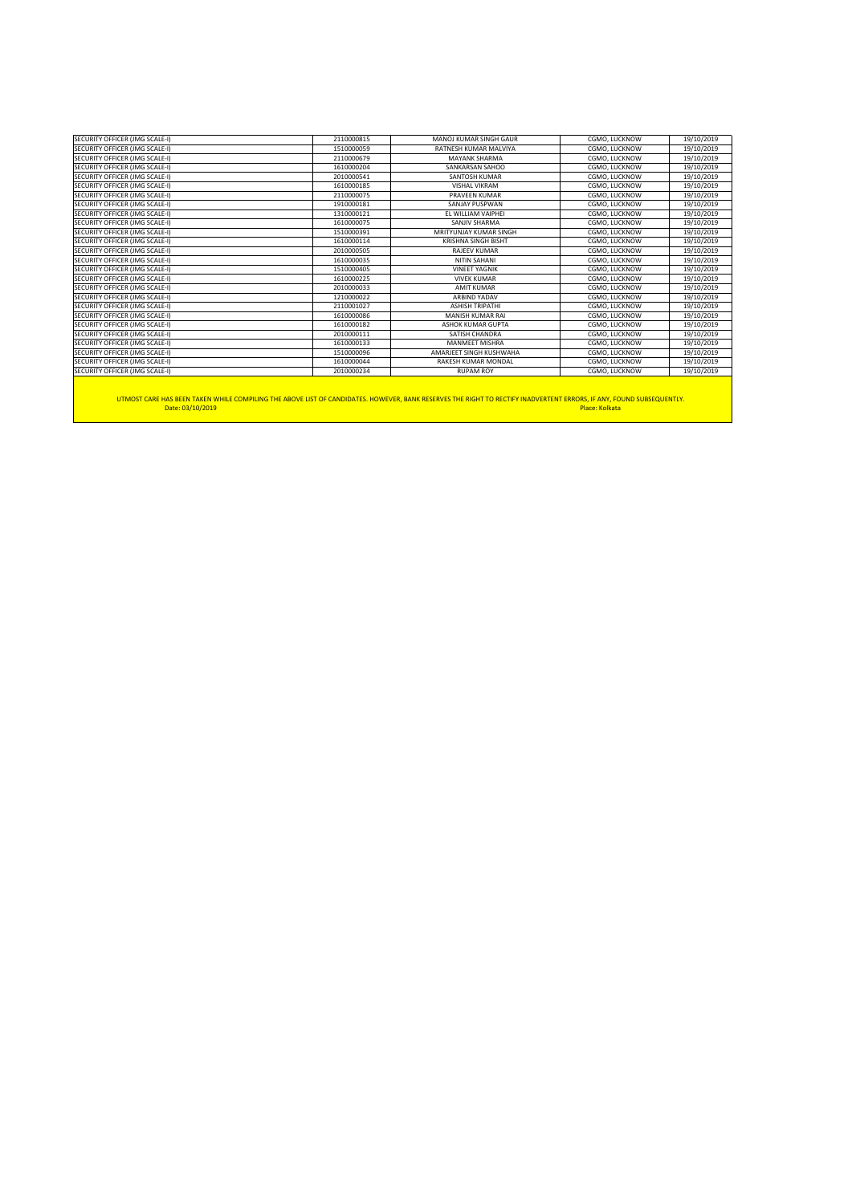| | | | | |
|---|---|---|---|---|
| SECURITY OFFICER (JMG SCALE-I) | 2110000815 | MANOJ KUMAR SINGH GAUR | CGMO, LUCKNOW | 19/10/2019 |
| SECURITY OFFICER (JMG SCALE-I) | 1510000059 | RATNESH KUMAR MALVIYA | CGMO, LUCKNOW | 19/10/2019 |
| SECURITY OFFICER (JMG SCALE-I) | 2110000679 | MAYANK SHARMA | CGMO, LUCKNOW | 19/10/2019 |
| SECURITY OFFICER (JMG SCALE-I) | 1610000204 | SANKARSAN SAHOO | CGMO, LUCKNOW | 19/10/2019 |
| SECURITY OFFICER (JMG SCALE-I) | 2010000541 | SANTOSH KUMAR | CGMO, LUCKNOW | 19/10/2019 |
| SECURITY OFFICER (JMG SCALE-I) | 1610000185 | VISHAL VIKRAM | CGMO, LUCKNOW | 19/10/2019 |
| SECURITY OFFICER (JMG SCALE-I) | 2110000075 | PRAVEEN KUMAR | CGMO, LUCKNOW | 19/10/2019 |
| SECURITY OFFICER (JMG SCALE-I) | 1910000181 | SANJAY PUSPWAN | CGMO, LUCKNOW | 19/10/2019 |
| SECURITY OFFICER (JMG SCALE-I) | 1310000121 | EL WILLIAM VAIPHEI | CGMO, LUCKNOW | 19/10/2019 |
| SECURITY OFFICER (JMG SCALE-I) | 1610000075 | SANJIV SHARMA | CGMO, LUCKNOW | 19/10/2019 |
| SECURITY OFFICER (JMG SCALE-I) | 1510000391 | MRITYUNJAY KUMAR SINGH | CGMO, LUCKNOW | 19/10/2019 |
| SECURITY OFFICER (JMG SCALE-I) | 1610000114 | KRISHNA SINGH BISHT | CGMO, LUCKNOW | 19/10/2019 |
| SECURITY OFFICER (JMG SCALE-I) | 2010000505 | RAJEEV KUMAR | CGMO, LUCKNOW | 19/10/2019 |
| SECURITY OFFICER (JMG SCALE-I) | 1610000035 | NITIN SAHANI | CGMO, LUCKNOW | 19/10/2019 |
| SECURITY OFFICER (JMG SCALE-I) | 1510000405 | VINEET YAGNIK | CGMO, LUCKNOW | 19/10/2019 |
| SECURITY OFFICER (JMG SCALE-I) | 1610000225 | VIVEK KUMAR | CGMO, LUCKNOW | 19/10/2019 |
| SECURITY OFFICER (JMG SCALE-I) | 2010000033 | AMIT KUMAR | CGMO, LUCKNOW | 19/10/2019 |
| SECURITY OFFICER (JMG SCALE-I) | 1210000022 | ARBIND YADAV | CGMO, LUCKNOW | 19/10/2019 |
| SECURITY OFFICER (JMG SCALE-I) | 2110001027 | ASHISH TRIPATHI | CGMO, LUCKNOW | 19/10/2019 |
| SECURITY OFFICER (JMG SCALE-I) | 1610000086 | MANISH KUMAR RAI | CGMO, LUCKNOW | 19/10/2019 |
| SECURITY OFFICER (JMG SCALE-I) | 1610000182 | ASHOK KUMAR GUPTA | CGMO, LUCKNOW | 19/10/2019 |
| SECURITY OFFICER (JMG SCALE-I) | 2010000111 | SATISH CHANDRA | CGMO, LUCKNOW | 19/10/2019 |
| SECURITY OFFICER (JMG SCALE-I) | 1610000133 | MANMEET MISHRA | CGMO, LUCKNOW | 19/10/2019 |
| SECURITY OFFICER (JMG SCALE-I) | 1510000096 | AMARJEET SINGH KUSHWAHA | CGMO, LUCKNOW | 19/10/2019 |
| SECURITY OFFICER (JMG SCALE-I) | 1610000044 | RAKESH KUMAR MONDAL | CGMO, LUCKNOW | 19/10/2019 |
| SECURITY OFFICER (JMG SCALE-I) | 2010000234 | RUPAM ROY | CGMO, LUCKNOW | 19/10/2019 |

UTMOST CARE HAS BEEN TAKEN WHILE COMPILING THE ABOVE LIST OF CANDIDATES. HOWEVER, BANK RESERVES THE RIGHT TO RECTIFY INADVERTENT ERRORS, IF ANY, FOUND SUBSEQUENTLY.

Date: 03/10/2019

Place: Kolkata